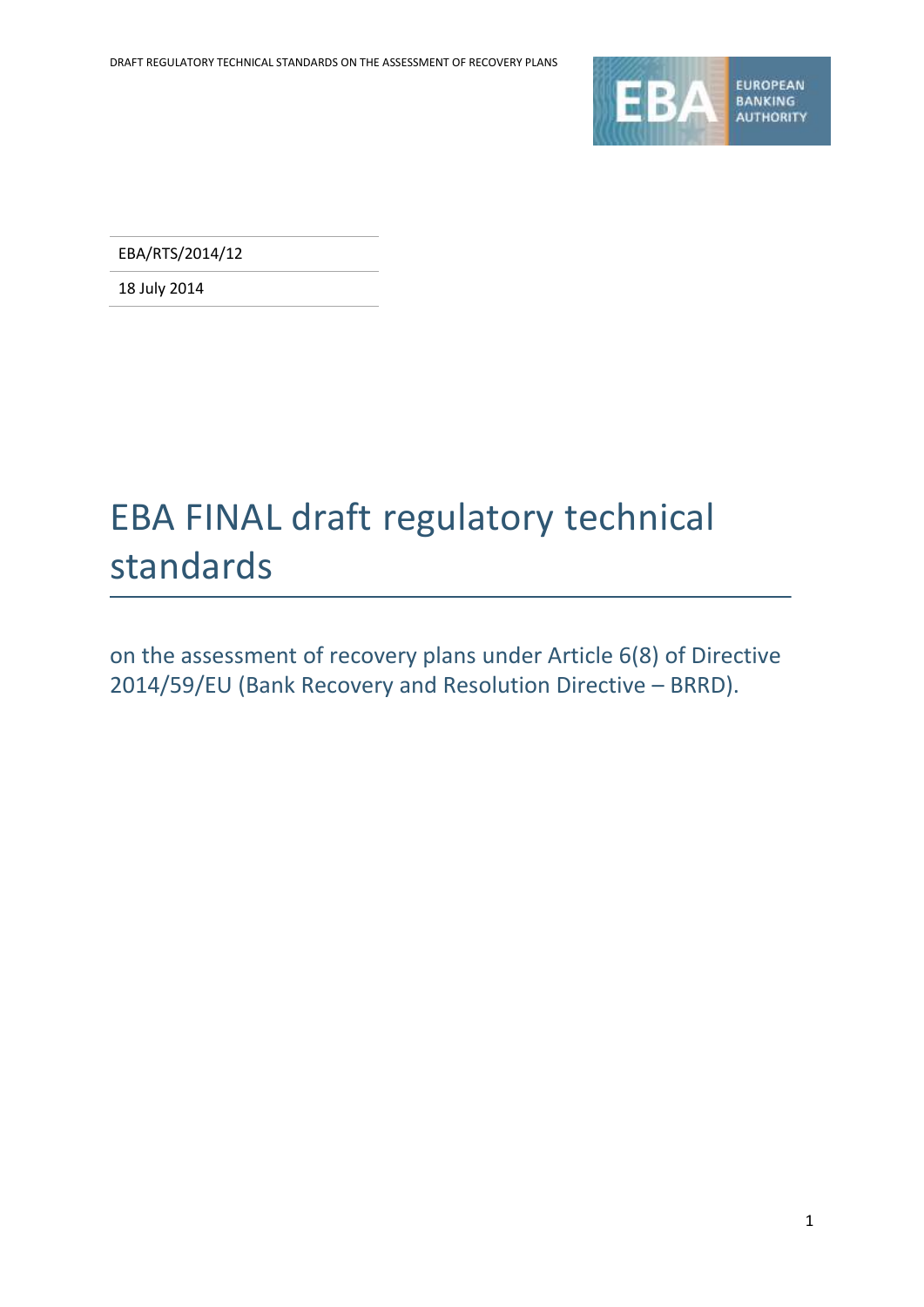EBA/RTS/2014/12

18 July 2014

# EBA FINAL draft regulatory technical standards

on the assessment of recovery plans under Article 6(8) of Directive 2014/59/EU (Bank Recovery and Resolution Directive – BRRD).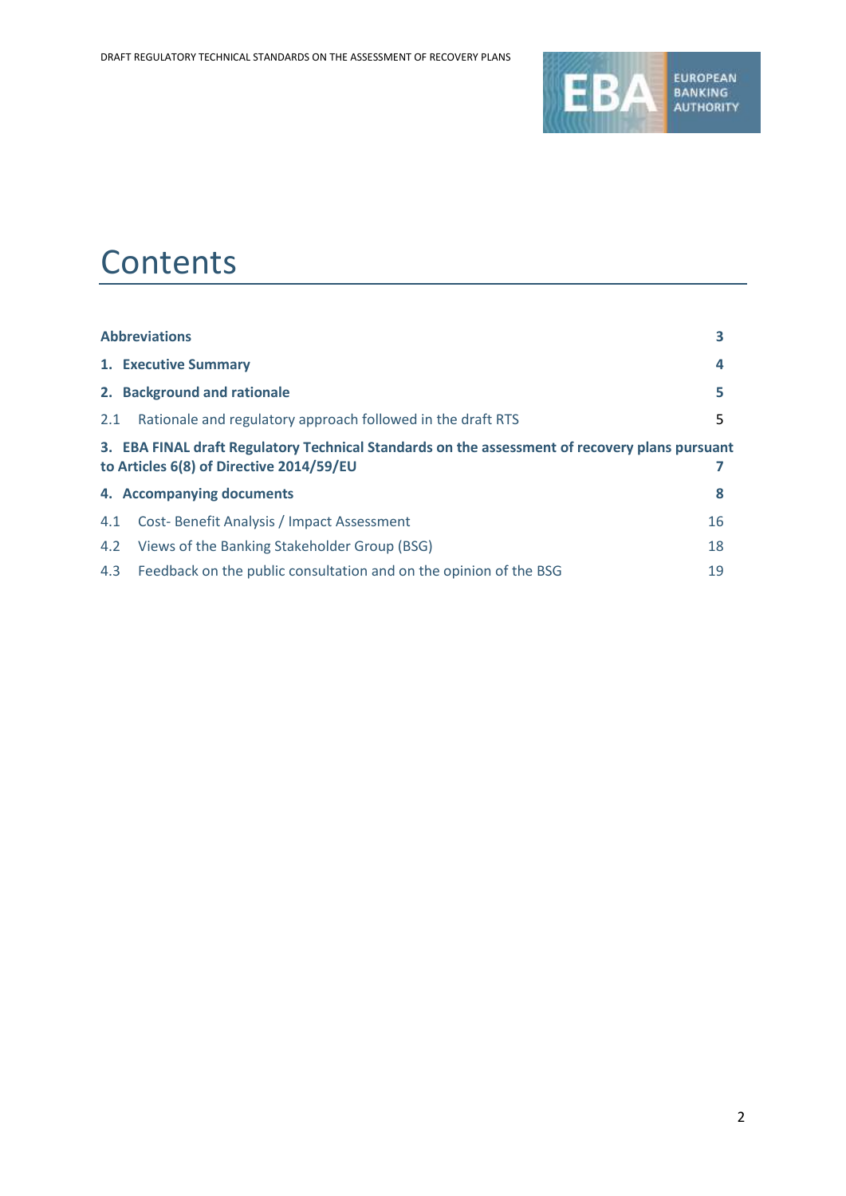# Contents

| | |
|---|---|
| **Abbreviations** | **3** |
| **1. Executive Summary** | **4** |
| **2. Background and rationale** | **5** |
| 2.1 Rationale and regulatory approach followed in the draft RTS | 5 |
| **3. EBA FINAL draft Regulatory Technical Standards on the assessment of recovery plans pursuant to Articles 6(8) of Directive 2014/59/EU** | **7** |
| **4. Accompanying documents** | **8** |
| 4.1 Cost- Benefit Analysis / Impact Assessment | 16 |
| 4.2 Views of the Banking Stakeholder Group (BSG) | 18 |
| 4.3 Feedback on the public consultation and on the opinion of the BSG | 19 |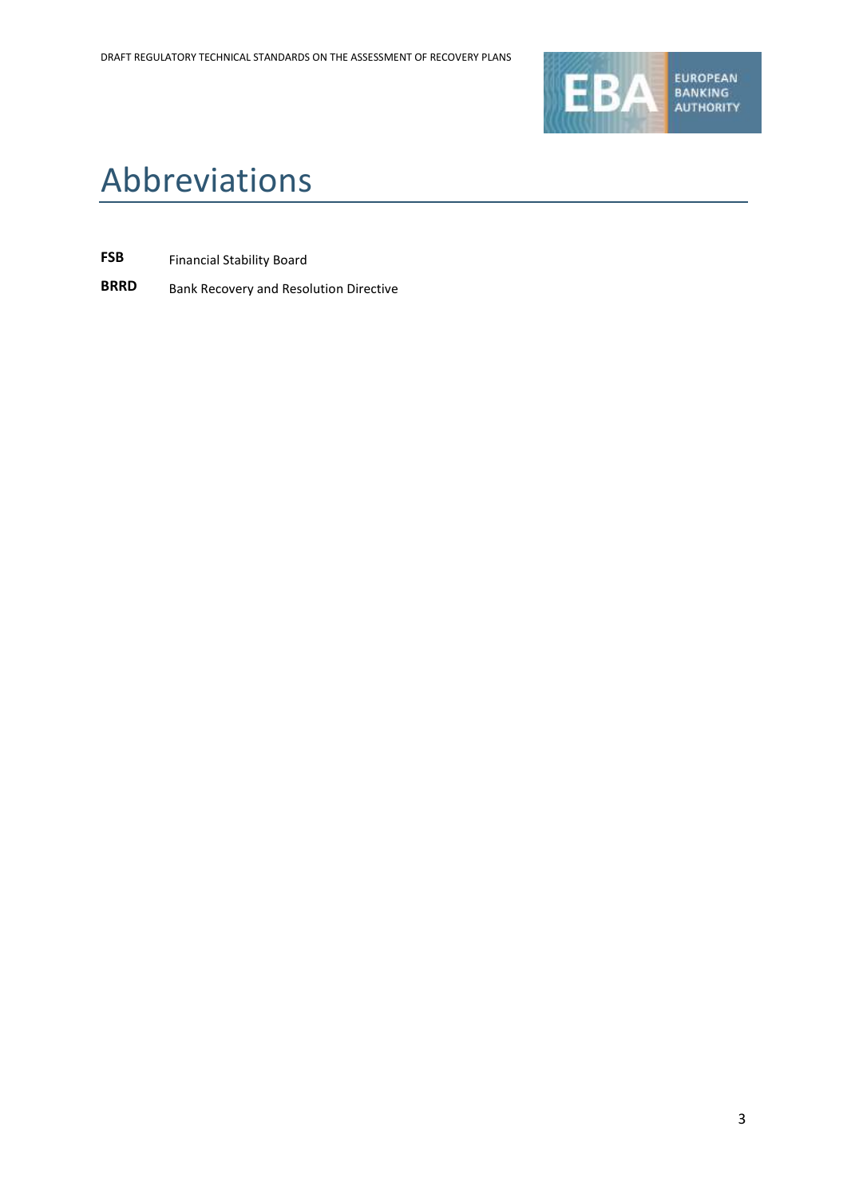# Abbreviations

| | |
|---|---|
| **FSB** | Financial Stability Board |
| **BRRD** | Bank Recovery and Resolution Directive |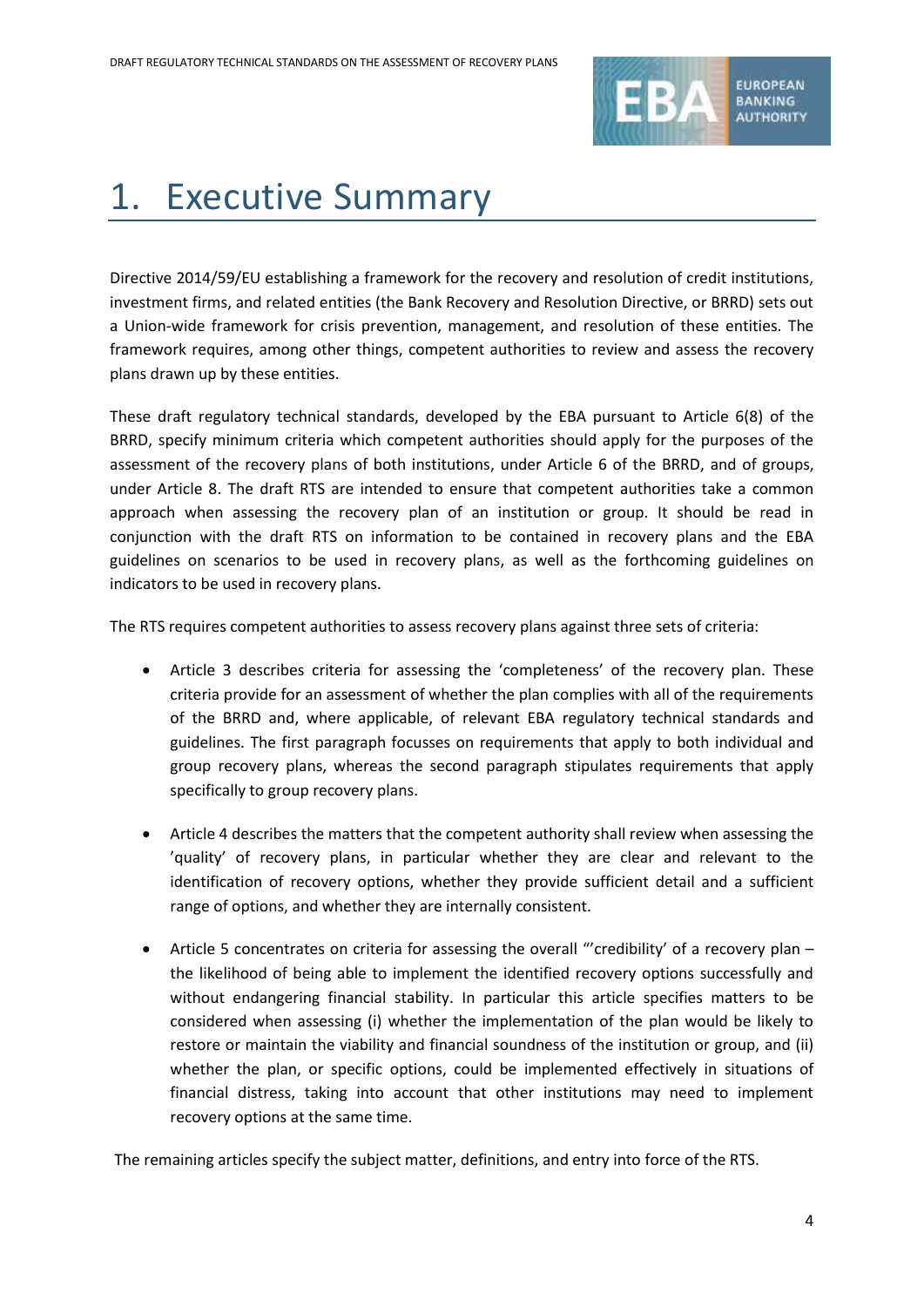# 1. Executive Summary

Directive 2014/59/EU establishing a framework for the recovery and resolution of credit institutions, investment firms, and related entities (the Bank Recovery and Resolution Directive, or BRRD) sets out a Union-wide framework for crisis prevention, management, and resolution of these entities. The framework requires, among other things, competent authorities to review and assess the recovery plans drawn up by these entities.

These draft regulatory technical standards, developed by the EBA pursuant to Article 6(8) of the BRRD, specify minimum criteria which competent authorities should apply for the purposes of the assessment of the recovery plans of both institutions, under Article 6 of the BRRD, and of groups, under Article 8. The draft RTS are intended to ensure that competent authorities take a common approach when assessing the recovery plan of an institution or group. It should be read in conjunction with the draft RTS on information to be contained in recovery plans and the EBA guidelines on scenarios to be used in recovery plans, as well as the forthcoming guidelines on indicators to be used in recovery plans.

The RTS requires competent authorities to assess recovery plans against three sets of criteria:

- Article 3 describes criteria for assessing the 'completeness' of the recovery plan. These criteria provide for an assessment of whether the plan complies with all of the requirements of the BRRD and, where applicable, of relevant EBA regulatory technical standards and guidelines. The first paragraph focusses on requirements that apply to both individual and group recovery plans, whereas the second paragraph stipulates requirements that apply specifically to group recovery plans.

- Article 4 describes the matters that the competent authority shall review when assessing the 'quality' of recovery plans, in particular whether they are clear and relevant to the identification of recovery options, whether they provide sufficient detail and a sufficient range of options, and whether they are internally consistent.

- Article 5 concentrates on criteria for assessing the overall "'credibility' of a recovery plan – the likelihood of being able to implement the identified recovery options successfully and without endangering financial stability. In particular this article specifies matters to be considered when assessing (i) whether the implementation of the plan would be likely to restore or maintain the viability and financial soundness of the institution or group, and (ii) whether the plan, or specific options, could be implemented effectively in situations of financial distress, taking into account that other institutions may need to implement recovery options at the same time.

The remaining articles specify the subject matter, definitions, and entry into force of the RTS.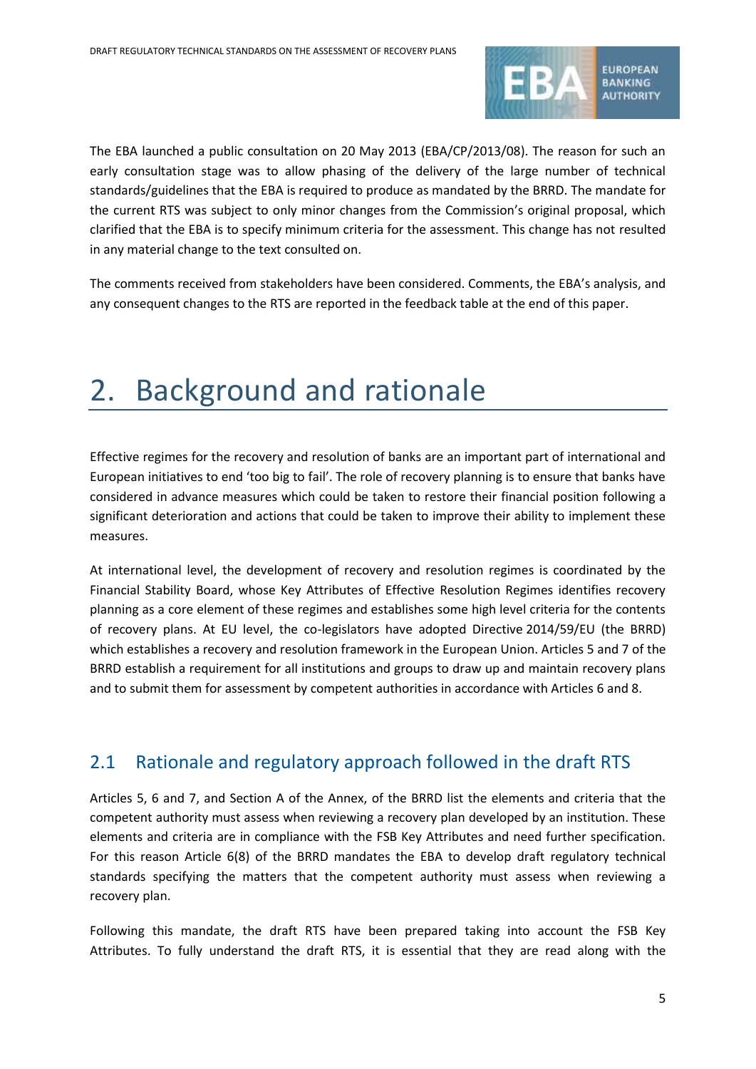The EBA launched a public consultation on 20 May 2013 (EBA/CP/2013/08). The reason for such an early consultation stage was to allow phasing of the delivery of the large number of technical standards/guidelines that the EBA is required to produce as mandated by the BRRD. The mandate for the current RTS was subject to only minor changes from the Commission's original proposal, which clarified that the EBA is to specify minimum criteria for the assessment. This change has not resulted in any material change to the text consulted on.

The comments received from stakeholders have been considered. Comments, the EBA's analysis, and any consequent changes to the RTS are reported in the feedback table at the end of this paper.

# 2. Background and rationale

Effective regimes for the recovery and resolution of banks are an important part of international and European initiatives to end 'too big to fail'. The role of recovery planning is to ensure that banks have considered in advance measures which could be taken to restore their financial position following a significant deterioration and actions that could be taken to improve their ability to implement these measures.

At international level, the development of recovery and resolution regimes is coordinated by the Financial Stability Board, whose Key Attributes of Effective Resolution Regimes identifies recovery planning as a core element of these regimes and establishes some high level criteria for the contents of recovery plans. At EU level, the co-legislators have adopted Directive 2014/59/EU (the BRRD) which establishes a recovery and resolution framework in the European Union. Articles 5 and 7 of the BRRD establish a requirement for all institutions and groups to draw up and maintain recovery plans and to submit them for assessment by competent authorities in accordance with Articles 6 and 8.

## 2.1 Rationale and regulatory approach followed in the draft RTS

Articles 5, 6 and 7, and Section A of the Annex, of the BRRD list the elements and criteria that the competent authority must assess when reviewing a recovery plan developed by an institution. These elements and criteria are in compliance with the FSB Key Attributes and need further specification. For this reason Article 6(8) of the BRRD mandates the EBA to develop draft regulatory technical standards specifying the matters that the competent authority must assess when reviewing a recovery plan.

Following this mandate, the draft RTS have been prepared taking into account the FSB Key Attributes. To fully understand the draft RTS, it is essential that they are read along with the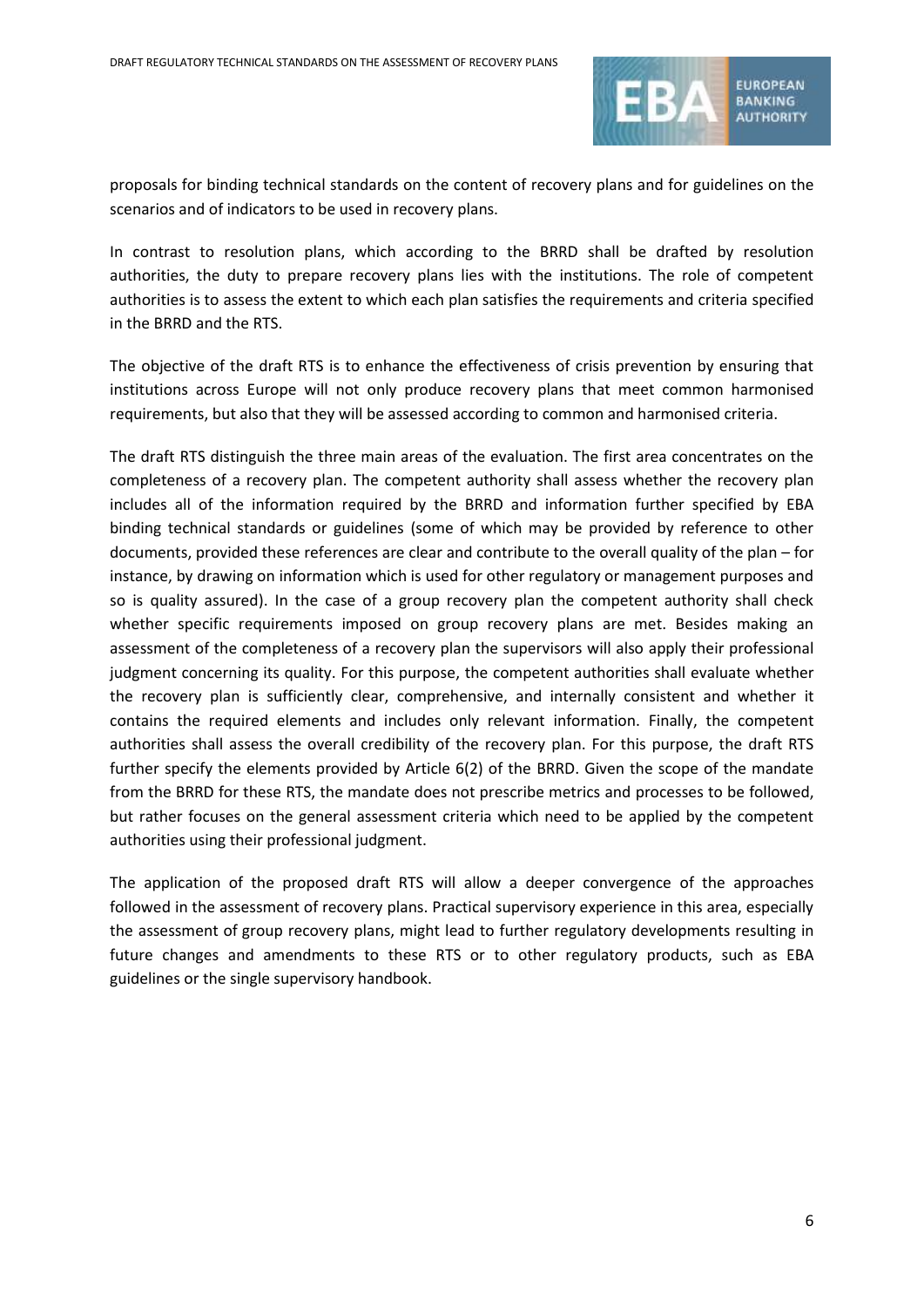proposals for binding technical standards on the content of recovery plans and for guidelines on the scenarios and of indicators to be used in recovery plans.

In contrast to resolution plans, which according to the BRRD shall be drafted by resolution authorities, the duty to prepare recovery plans lies with the institutions. The role of competent authorities is to assess the extent to which each plan satisfies the requirements and criteria specified in the BRRD and the RTS.

The objective of the draft RTS is to enhance the effectiveness of crisis prevention by ensuring that institutions across Europe will not only produce recovery plans that meet common harmonised requirements, but also that they will be assessed according to common and harmonised criteria.

The draft RTS distinguish the three main areas of the evaluation. The first area concentrates on the completeness of a recovery plan. The competent authority shall assess whether the recovery plan includes all of the information required by the BRRD and information further specified by EBA binding technical standards or guidelines (some of which may be provided by reference to other documents, provided these references are clear and contribute to the overall quality of the plan – for instance, by drawing on information which is used for other regulatory or management purposes and so is quality assured). In the case of a group recovery plan the competent authority shall check whether specific requirements imposed on group recovery plans are met. Besides making an assessment of the completeness of a recovery plan the supervisors will also apply their professional judgment concerning its quality. For this purpose, the competent authorities shall evaluate whether the recovery plan is sufficiently clear, comprehensive, and internally consistent and whether it contains the required elements and includes only relevant information. Finally, the competent authorities shall assess the overall credibility of the recovery plan. For this purpose, the draft RTS further specify the elements provided by Article 6(2) of the BRRD. Given the scope of the mandate from the BRRD for these RTS, the mandate does not prescribe metrics and processes to be followed, but rather focuses on the general assessment criteria which need to be applied by the competent authorities using their professional judgment.

The application of the proposed draft RTS will allow a deeper convergence of the approaches followed in the assessment of recovery plans. Practical supervisory experience in this area, especially the assessment of group recovery plans, might lead to further regulatory developments resulting in future changes and amendments to these RTS or to other regulatory products, such as EBA guidelines or the single supervisory handbook.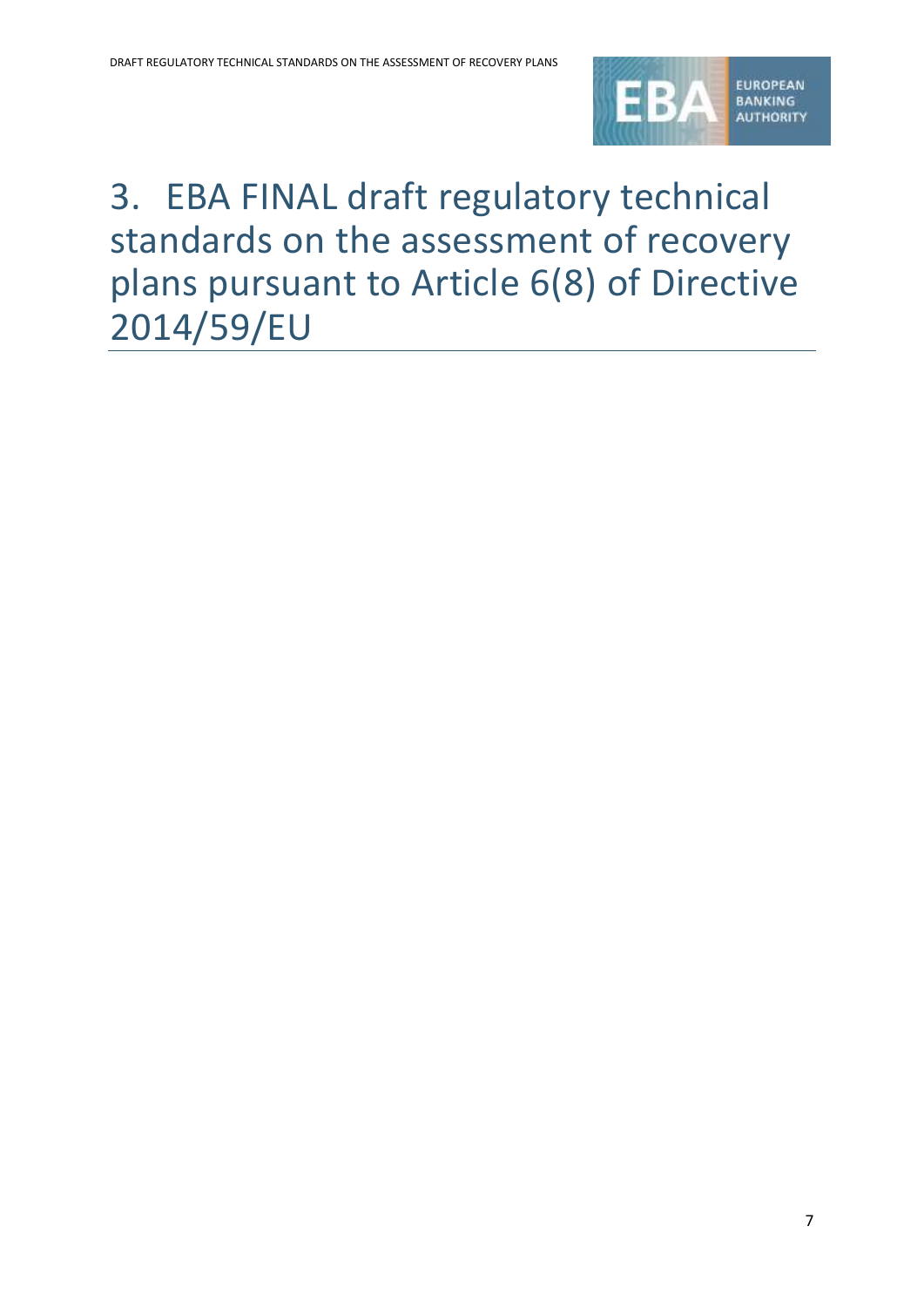# 3. EBA FINAL draft regulatory technical standards on the assessment of recovery plans pursuant to Article 6(8) of Directive 2014/59/EU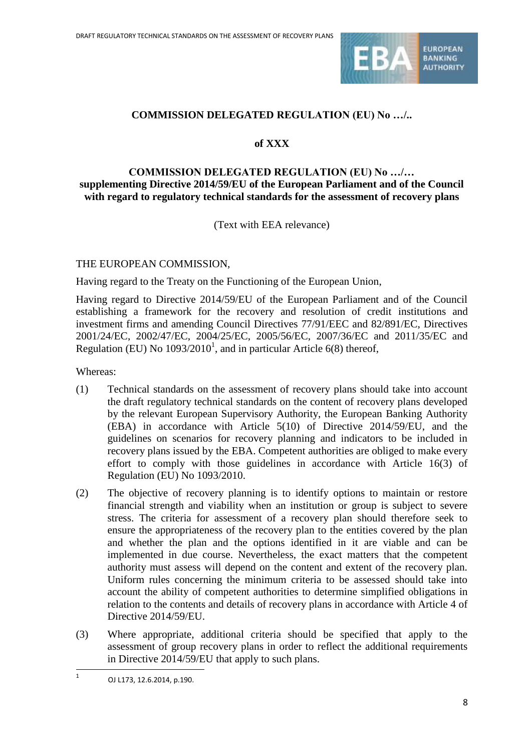**COMMISSION DELEGATED REGULATION (EU) No …/..**

**of XXX**

**COMMISSION DELEGATED REGULATION (EU) No …/…
supplementing Directive 2014/59/EU of the European Parliament and of the Council with regard to regulatory technical standards for the assessment of recovery plans**

(Text with EEA relevance)

THE EUROPEAN COMMISSION,

Having regard to the Treaty on the Functioning of the European Union,

Having regard to Directive 2014/59/EU of the European Parliament and of the Council establishing a framework for the recovery and resolution of credit institutions and investment firms and amending Council Directives 77/91/EEC and 82/891/EC, Directives 2001/24/EC, 2002/47/EC, 2004/25/EC, 2005/56/EC, 2007/36/EC and 2011/35/EC and Regulation (EU) No 1093/2010[1], and in particular Article 6(8) thereof,

Whereas:

(1) Technical standards on the assessment of recovery plans should take into account the draft regulatory technical standards on the content of recovery plans developed by the relevant European Supervisory Authority, the European Banking Authority (EBA) in accordance with Article 5(10) of Directive 2014/59/EU, and the guidelines on scenarios for recovery planning and indicators to be included in recovery plans issued by the EBA. Competent authorities are obliged to make every effort to comply with those guidelines in accordance with Article 16(3) of Regulation (EU) No 1093/2010.

(2) The objective of recovery planning is to identify options to maintain or restore financial strength and viability when an institution or group is subject to severe stress. The criteria for assessment of a recovery plan should therefore seek to ensure the appropriateness of the recovery plan to the entities covered by the plan and whether the plan and the options identified in it are viable and can be implemented in due course. Nevertheless, the exact matters that the competent authority must assess will depend on the content and extent of the recovery plan. Uniform rules concerning the minimum criteria to be assessed should take into account the ability of competent authorities to determine simplified obligations in relation to the contents and details of recovery plans in accordance with Article 4 of Directive 2014/59/EU.

(3) Where appropriate, additional criteria should be specified that apply to the assessment of group recovery plans in order to reflect the additional requirements in Directive 2014/59/EU that apply to such plans.

[1] OJ L173, 12.6.2014, p.190.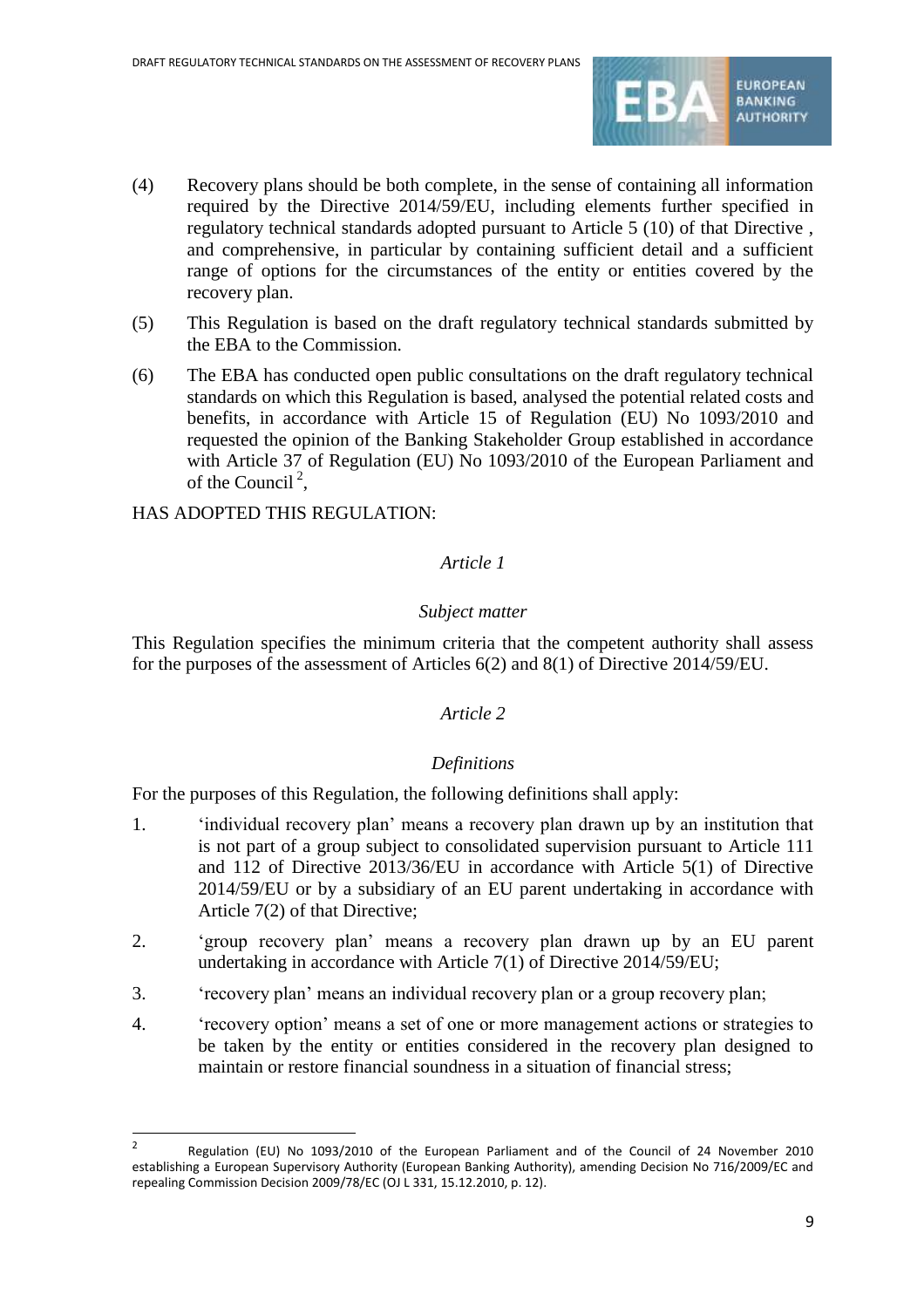(4) Recovery plans should be both complete, in the sense of containing all information required by the Directive 2014/59/EU, including elements further specified in regulatory technical standards adopted pursuant to Article 5 (10) of that Directive , and comprehensive, in particular by containing sufficient detail and a sufficient range of options for the circumstances of the entity or entities covered by the recovery plan.

(5) This Regulation is based on the draft regulatory technical standards submitted by the EBA to the Commission.

(6) The EBA has conducted open public consultations on the draft regulatory technical standards on which this Regulation is based, analysed the potential related costs and benefits, in accordance with Article 15 of Regulation (EU) No 1093/2010 and requested the opinion of the Banking Stakeholder Group established in accordance with Article 37 of Regulation (EU) No 1093/2010 of the European Parliament and of the Council [2],

HAS ADOPTED THIS REGULATION:

*Article 1*

*Subject matter*

This Regulation specifies the minimum criteria that the competent authority shall assess for the purposes of the assessment of Articles 6(2) and 8(1) of Directive 2014/59/EU.

*Article 2*

*Definitions*

For the purposes of this Regulation, the following definitions shall apply:

1. 'individual recovery plan' means a recovery plan drawn up by an institution that is not part of a group subject to consolidated supervision pursuant to Article 111 and 112 of Directive 2013/36/EU in accordance with Article 5(1) of Directive 2014/59/EU or by a subsidiary of an EU parent undertaking in accordance with Article 7(2) of that Directive;

2. 'group recovery plan' means a recovery plan drawn up by an EU parent undertaking in accordance with Article 7(1) of Directive 2014/59/EU;

3. 'recovery plan' means an individual recovery plan or a group recovery plan;

4. 'recovery option' means a set of one or more management actions or strategies to be taken by the entity or entities considered in the recovery plan designed to maintain or restore financial soundness in a situation of financial stress;

---

[2] Regulation (EU) No 1093/2010 of the European Parliament and of the Council of 24 November 2010 establishing a European Supervisory Authority (European Banking Authority), amending Decision No 716/2009/EC and repealing Commission Decision 2009/78/EC (OJ L 331, 15.12.2010, p. 12).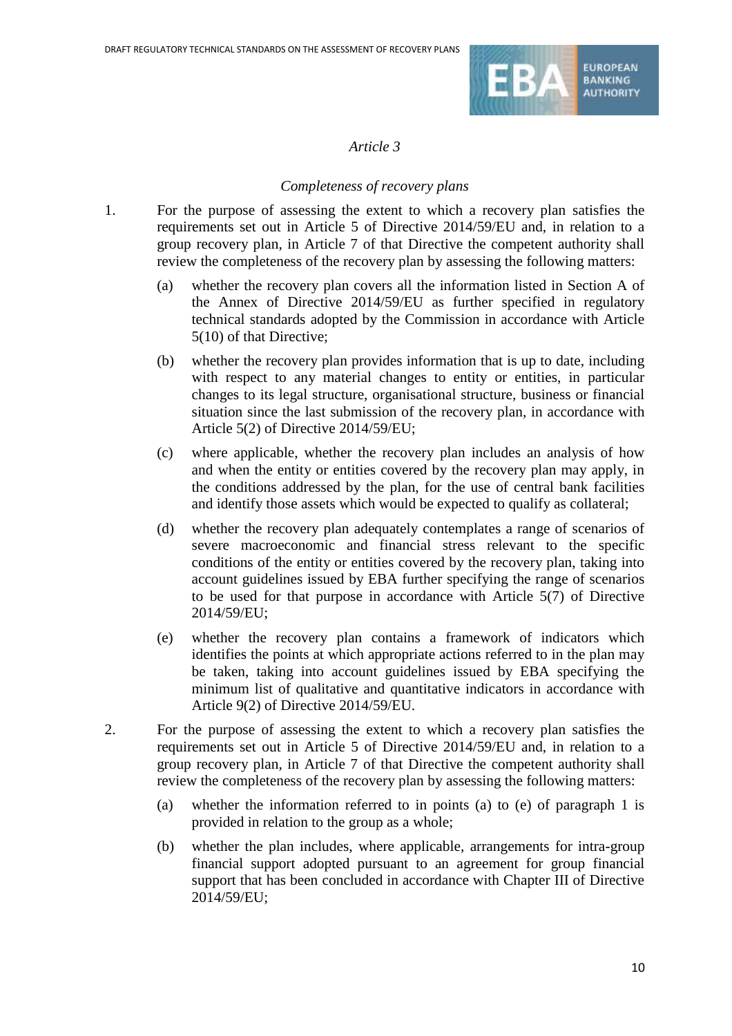*Article 3*

*Completeness of recovery plans*

1. For the purpose of assessing the extent to which a recovery plan satisfies the requirements set out in Article 5 of Directive 2014/59/EU and, in relation to a group recovery plan, in Article 7 of that Directive the competent authority shall review the completeness of the recovery plan by assessing the following matters:

   (a) whether the recovery plan covers all the information listed in Section A of the Annex of Directive 2014/59/EU as further specified in regulatory technical standards adopted by the Commission in accordance with Article 5(10) of that Directive;

   (b) whether the recovery plan provides information that is up to date, including with respect to any material changes to entity or entities, in particular changes to its legal structure, organisational structure, business or financial situation since the last submission of the recovery plan, in accordance with Article 5(2) of Directive 2014/59/EU;

   (c) where applicable, whether the recovery plan includes an analysis of how and when the entity or entities covered by the recovery plan may apply, in the conditions addressed by the plan, for the use of central bank facilities and identify those assets which would be expected to qualify as collateral;

   (d) whether the recovery plan adequately contemplates a range of scenarios of severe macroeconomic and financial stress relevant to the specific conditions of the entity or entities covered by the recovery plan, taking into account guidelines issued by EBA further specifying the range of scenarios to be used for that purpose in accordance with Article 5(7) of Directive 2014/59/EU;

   (e) whether the recovery plan contains a framework of indicators which identifies the points at which appropriate actions referred to in the plan may be taken, taking into account guidelines issued by EBA specifying the minimum list of qualitative and quantitative indicators in accordance with Article 9(2) of Directive 2014/59/EU.

2. For the purpose of assessing the extent to which a recovery plan satisfies the requirements set out in Article 5 of Directive 2014/59/EU and, in relation to a group recovery plan, in Article 7 of that Directive the competent authority shall review the completeness of the recovery plan by assessing the following matters:

   (a) whether the information referred to in points (a) to (e) of paragraph 1 is provided in relation to the group as a whole;

   (b) whether the plan includes, where applicable, arrangements for intra-group financial support adopted pursuant to an agreement for group financial support that has been concluded in accordance with Chapter III of Directive 2014/59/EU;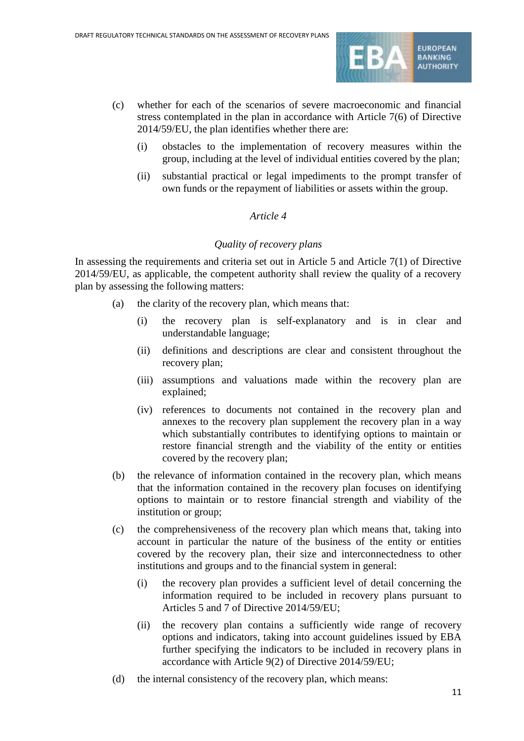(c) whether for each of the scenarios of severe macroeconomic and financial stress contemplated in the plan in accordance with Article 7(6) of Directive 2014/59/EU, the plan identifies whether there are:

   (i) obstacles to the implementation of recovery measures within the group, including at the level of individual entities covered by the plan;

   (ii) substantial practical or legal impediments to the prompt transfer of own funds or the repayment of liabilities or assets within the group.

*Article 4*

*Quality of recovery plans*

In assessing the requirements and criteria set out in Article 5 and Article 7(1) of Directive 2014/59/EU, as applicable, the competent authority shall review the quality of a recovery plan by assessing the following matters:

(a) the clarity of the recovery plan, which means that:

   (i) the recovery plan is self-explanatory and is in clear and understandable language;

   (ii) definitions and descriptions are clear and consistent throughout the recovery plan;

   (iii) assumptions and valuations made within the recovery plan are explained;

   (iv) references to documents not contained in the recovery plan and annexes to the recovery plan supplement the recovery plan in a way which substantially contributes to identifying options to maintain or restore financial strength and the viability of the entity or entities covered by the recovery plan;

(b) the relevance of information contained in the recovery plan, which means that the information contained in the recovery plan focuses on identifying options to maintain or to restore financial strength and viability of the institution or group;

(c) the comprehensiveness of the recovery plan which means that, taking into account in particular the nature of the business of the entity or entities covered by the recovery plan, their size and interconnectedness to other institutions and groups and to the financial system in general:

   (i) the recovery plan provides a sufficient level of detail concerning the information required to be included in recovery plans pursuant to Articles 5 and 7 of Directive 2014/59/EU;

   (ii) the recovery plan contains a sufficiently wide range of recovery options and indicators, taking into account guidelines issued by EBA further specifying the indicators to be included in recovery plans in accordance with Article 9(2) of Directive 2014/59/EU;

(d) the internal consistency of the recovery plan, which means: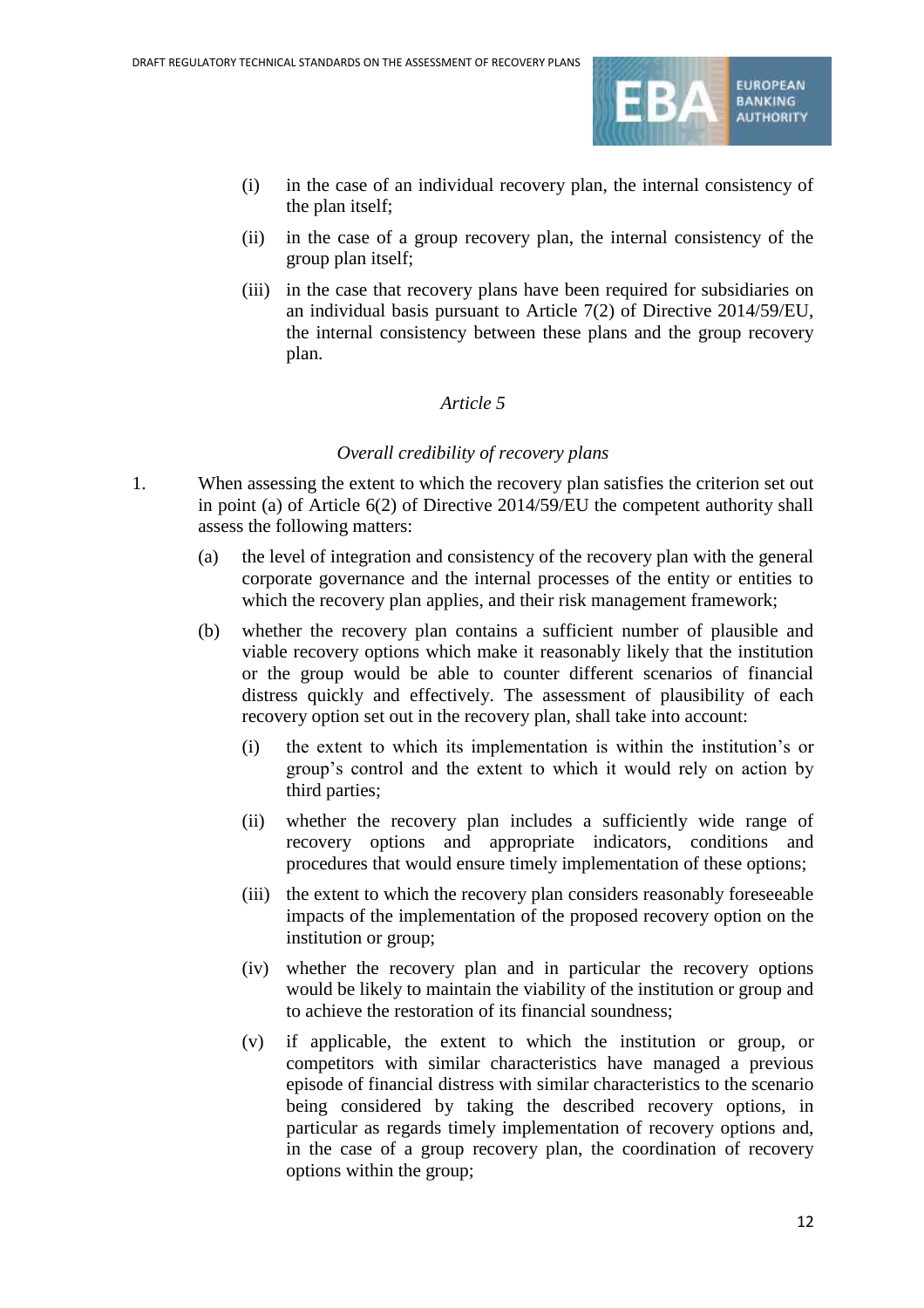(i) in the case of an individual recovery plan, the internal consistency of the plan itself;

(ii) in the case of a group recovery plan, the internal consistency of the group plan itself;

(iii) in the case that recovery plans have been required for subsidiaries on an individual basis pursuant to Article 7(2) of Directive 2014/59/EU, the internal consistency between these plans and the group recovery plan.

*Article 5*

*Overall credibility of recovery plans*

1. When assessing the extent to which the recovery plan satisfies the criterion set out in point (a) of Article 6(2) of Directive 2014/59/EU the competent authority shall assess the following matters:

   (a) the level of integration and consistency of the recovery plan with the general corporate governance and the internal processes of the entity or entities to which the recovery plan applies, and their risk management framework;

   (b) whether the recovery plan contains a sufficient number of plausible and viable recovery options which make it reasonably likely that the institution or the group would be able to counter different scenarios of financial distress quickly and effectively. The assessment of plausibility of each recovery option set out in the recovery plan, shall take into account:

      (i) the extent to which its implementation is within the institution's or group's control and the extent to which it would rely on action by third parties;

      (ii) whether the recovery plan includes a sufficiently wide range of recovery options and appropriate indicators, conditions and procedures that would ensure timely implementation of these options;

      (iii) the extent to which the recovery plan considers reasonably foreseeable impacts of the implementation of the proposed recovery option on the institution or group;

      (iv) whether the recovery plan and in particular the recovery options would be likely to maintain the viability of the institution or group and to achieve the restoration of its financial soundness;

      (v) if applicable, the extent to which the institution or group, or competitors with similar characteristics have managed a previous episode of financial distress with similar characteristics to the scenario being considered by taking the described recovery options, in particular as regards timely implementation of recovery options and, in the case of a group recovery plan, the coordination of recovery options within the group;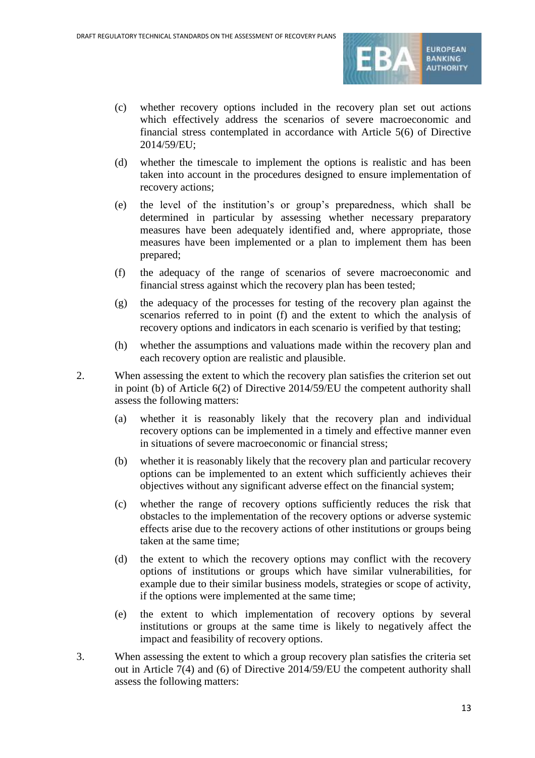(c) whether recovery options included in the recovery plan set out actions which effectively address the scenarios of severe macroeconomic and financial stress contemplated in accordance with Article 5(6) of Directive 2014/59/EU;

(d) whether the timescale to implement the options is realistic and has been taken into account in the procedures designed to ensure implementation of recovery actions;

(e) the level of the institution's or group's preparedness, which shall be determined in particular by assessing whether necessary preparatory measures have been adequately identified and, where appropriate, those measures have been implemented or a plan to implement them has been prepared;

(f) the adequacy of the range of scenarios of severe macroeconomic and financial stress against which the recovery plan has been tested;

(g) the adequacy of the processes for testing of the recovery plan against the scenarios referred to in point (f) and the extent to which the analysis of recovery options and indicators in each scenario is verified by that testing;

(h) whether the assumptions and valuations made within the recovery plan and each recovery option are realistic and plausible.

2. When assessing the extent to which the recovery plan satisfies the criterion set out in point (b) of Article 6(2) of Directive 2014/59/EU the competent authority shall assess the following matters:

(a) whether it is reasonably likely that the recovery plan and individual recovery options can be implemented in a timely and effective manner even in situations of severe macroeconomic or financial stress;

(b) whether it is reasonably likely that the recovery plan and particular recovery options can be implemented to an extent which sufficiently achieves their objectives without any significant adverse effect on the financial system;

(c) whether the range of recovery options sufficiently reduces the risk that obstacles to the implementation of the recovery options or adverse systemic effects arise due to the recovery actions of other institutions or groups being taken at the same time;

(d) the extent to which the recovery options may conflict with the recovery options of institutions or groups which have similar vulnerabilities, for example due to their similar business models, strategies or scope of activity, if the options were implemented at the same time;

(e) the extent to which implementation of recovery options by several institutions or groups at the same time is likely to negatively affect the impact and feasibility of recovery options.

3. When assessing the extent to which a group recovery plan satisfies the criteria set out in Article 7(4) and (6) of Directive 2014/59/EU the competent authority shall assess the following matters: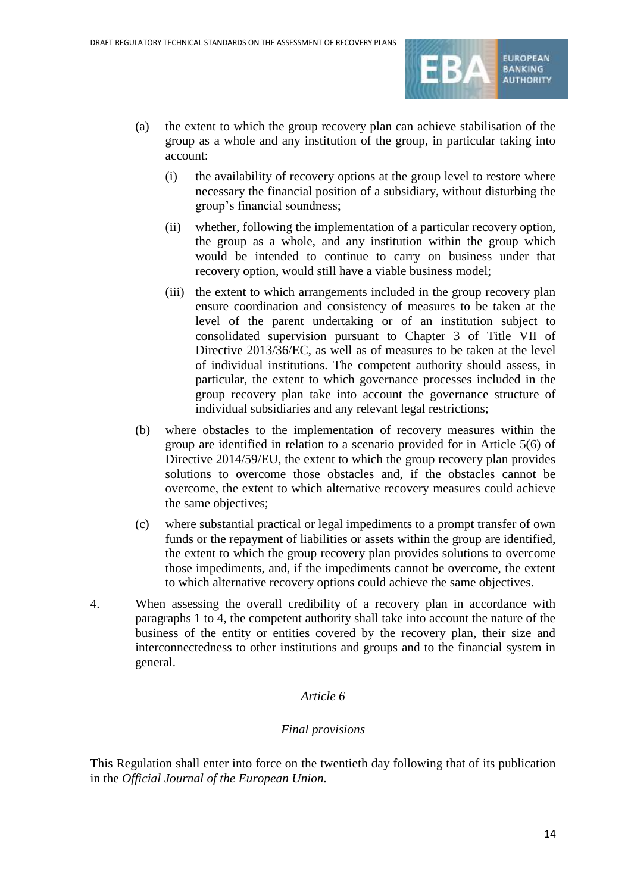(a) the extent to which the group recovery plan can achieve stabilisation of the group as a whole and any institution of the group, in particular taking into account:

   (i) the availability of recovery options at the group level to restore where necessary the financial position of a subsidiary, without disturbing the group's financial soundness;

   (ii) whether, following the implementation of a particular recovery option, the group as a whole, and any institution within the group which would be intended to continue to carry on business under that recovery option, would still have a viable business model;

   (iii) the extent to which arrangements included in the group recovery plan ensure coordination and consistency of measures to be taken at the level of the parent undertaking or of an institution subject to consolidated supervision pursuant to Chapter 3 of Title VII of Directive 2013/36/EC, as well as of measures to be taken at the level of individual institutions. The competent authority should assess, in particular, the extent to which governance processes included in the group recovery plan take into account the governance structure of individual subsidiaries and any relevant legal restrictions;

(b) where obstacles to the implementation of recovery measures within the group are identified in relation to a scenario provided for in Article 5(6) of Directive 2014/59/EU, the extent to which the group recovery plan provides solutions to overcome those obstacles and, if the obstacles cannot be overcome, the extent to which alternative recovery measures could achieve the same objectives;

(c) where substantial practical or legal impediments to a prompt transfer of own funds or the repayment of liabilities or assets within the group are identified, the extent to which the group recovery plan provides solutions to overcome those impediments, and, if the impediments cannot be overcome, the extent to which alternative recovery options could achieve the same objectives.

4. When assessing the overall credibility of a recovery plan in accordance with paragraphs 1 to 4, the competent authority shall take into account the nature of the business of the entity or entities covered by the recovery plan, their size and interconnectedness to other institutions and groups and to the financial system in general.

### *Article 6*

### *Final provisions*

This Regulation shall enter into force on the twentieth day following that of its publication in the *Official Journal of the European Union.*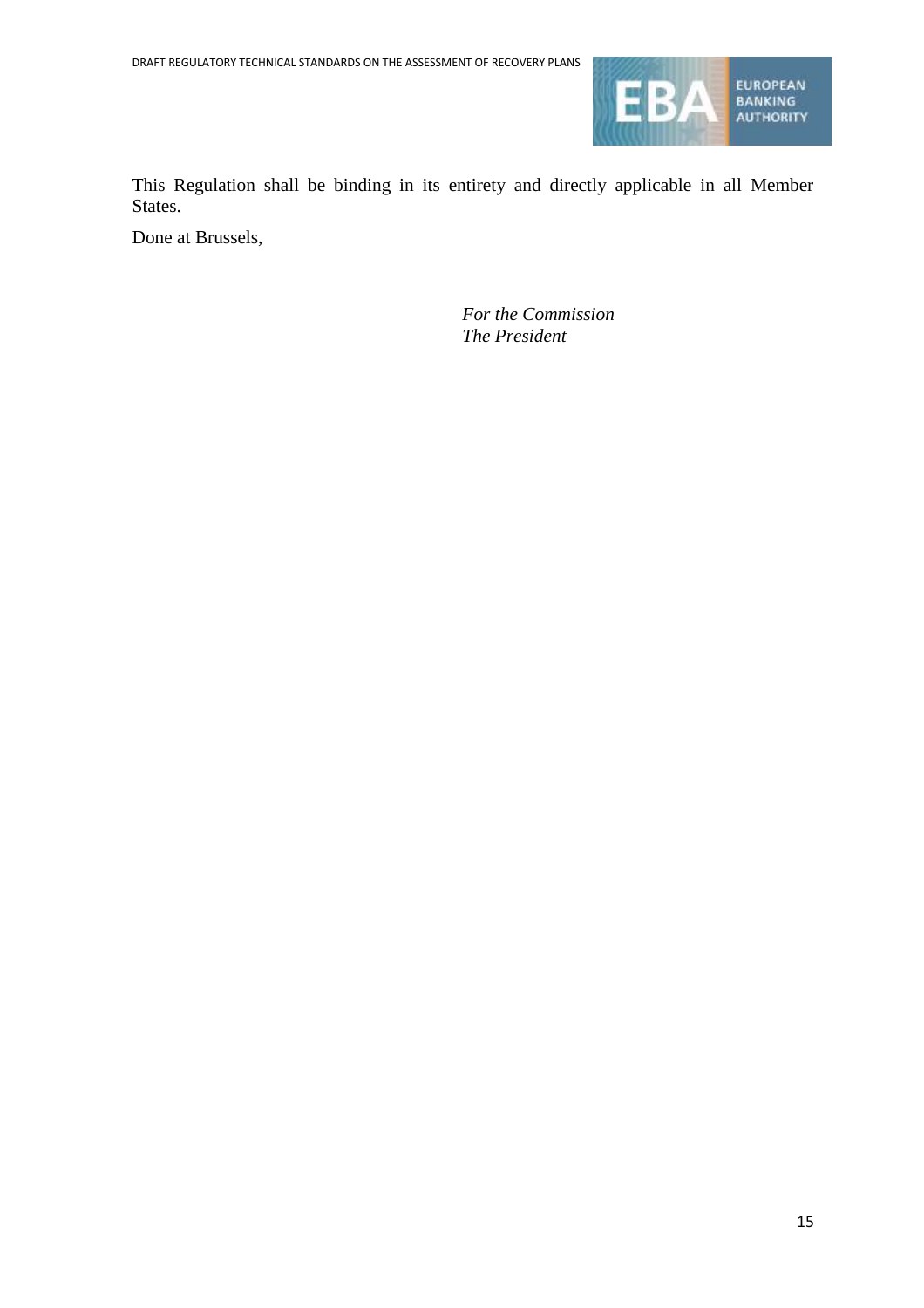This Regulation shall be binding in its entirety and directly applicable in all Member States.

Done at Brussels,

*For the Commission*
*The President*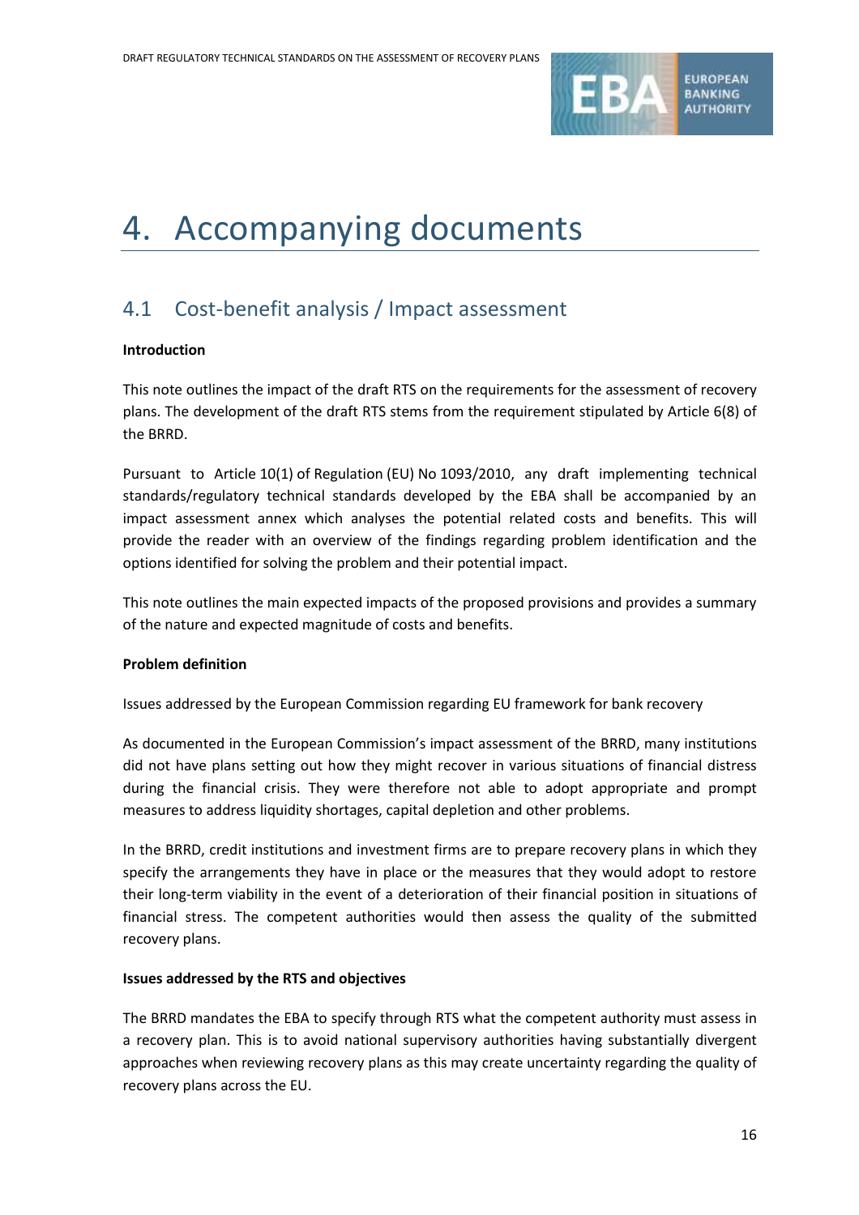# 4. Accompanying documents

## 4.1 Cost-benefit analysis / Impact assessment

**Introduction**

This note outlines the impact of the draft RTS on the requirements for the assessment of recovery plans. The development of the draft RTS stems from the requirement stipulated by Article 6(8) of the BRRD.

Pursuant to Article 10(1) of Regulation (EU) No 1093/2010, any draft implementing technical standards/regulatory technical standards developed by the EBA shall be accompanied by an impact assessment annex which analyses the potential related costs and benefits. This will provide the reader with an overview of the findings regarding problem identification and the options identified for solving the problem and their potential impact.

This note outlines the main expected impacts of the proposed provisions and provides a summary of the nature and expected magnitude of costs and benefits.

**Problem definition**

Issues addressed by the European Commission regarding EU framework for bank recovery

As documented in the European Commission's impact assessment of the BRRD, many institutions did not have plans setting out how they might recover in various situations of financial distress during the financial crisis. They were therefore not able to adopt appropriate and prompt measures to address liquidity shortages, capital depletion and other problems.

In the BRRD, credit institutions and investment firms are to prepare recovery plans in which they specify the arrangements they have in place or the measures that they would adopt to restore their long-term viability in the event of a deterioration of their financial position in situations of financial stress. The competent authorities would then assess the quality of the submitted recovery plans.

**Issues addressed by the RTS and objectives**

The BRRD mandates the EBA to specify through RTS what the competent authority must assess in a recovery plan. This is to avoid national supervisory authorities having substantially divergent approaches when reviewing recovery plans as this may create uncertainty regarding the quality of recovery plans across the EU.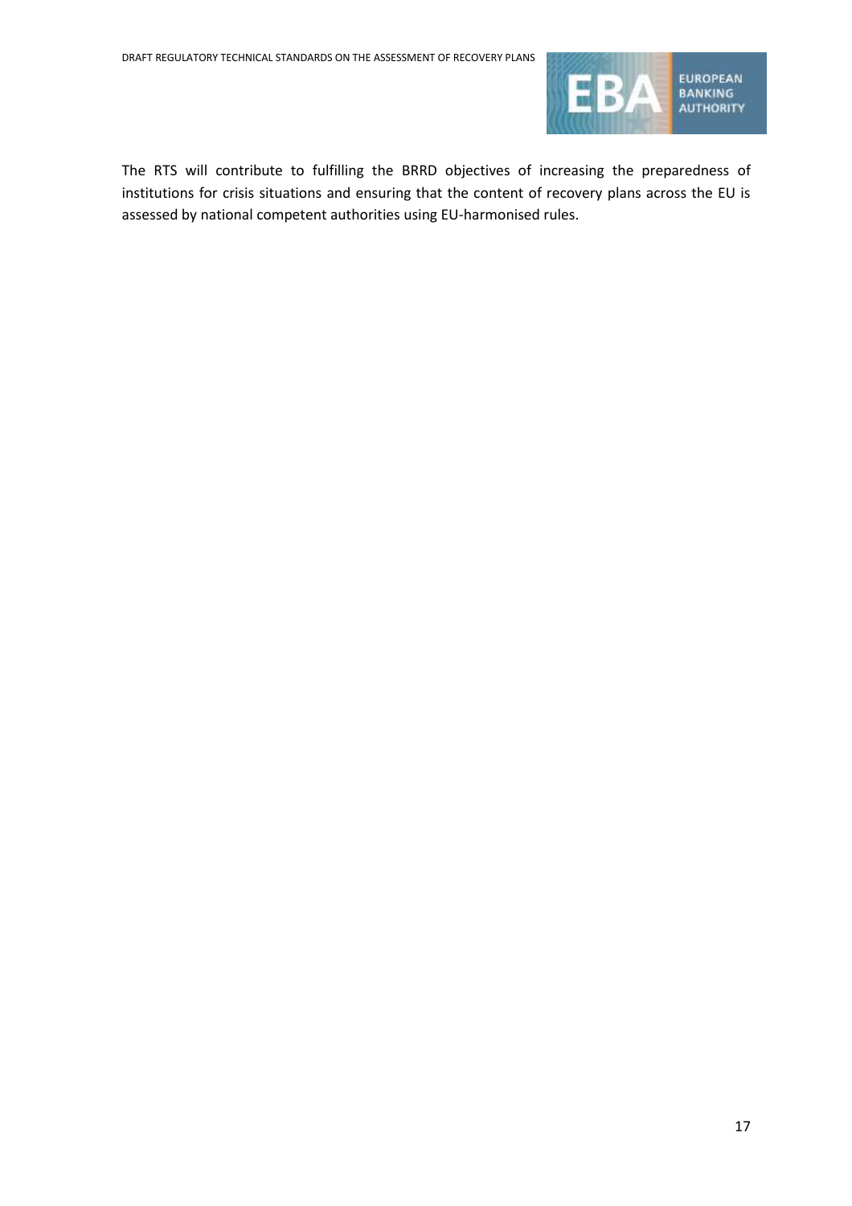The RTS will contribute to fulfilling the BRRD objectives of increasing the preparedness of institutions for crisis situations and ensuring that the content of recovery plans across the EU is assessed by national competent authorities using EU-harmonised rules.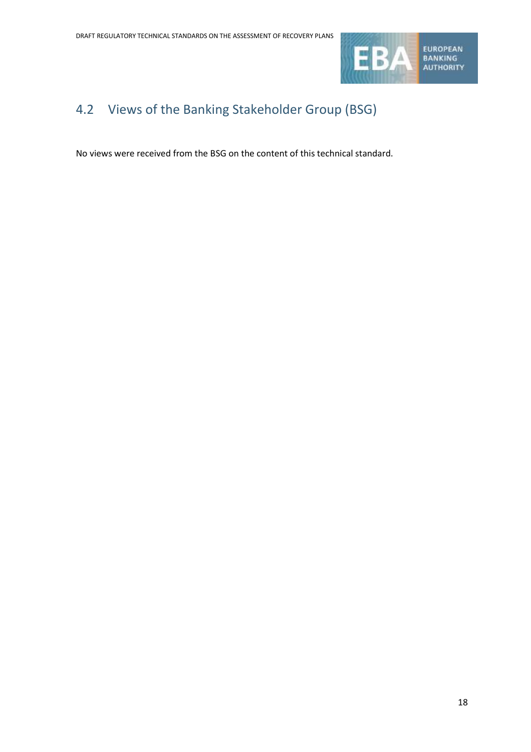## 4.2 Views of the Banking Stakeholder Group (BSG)

No views were received from the BSG on the content of this technical standard.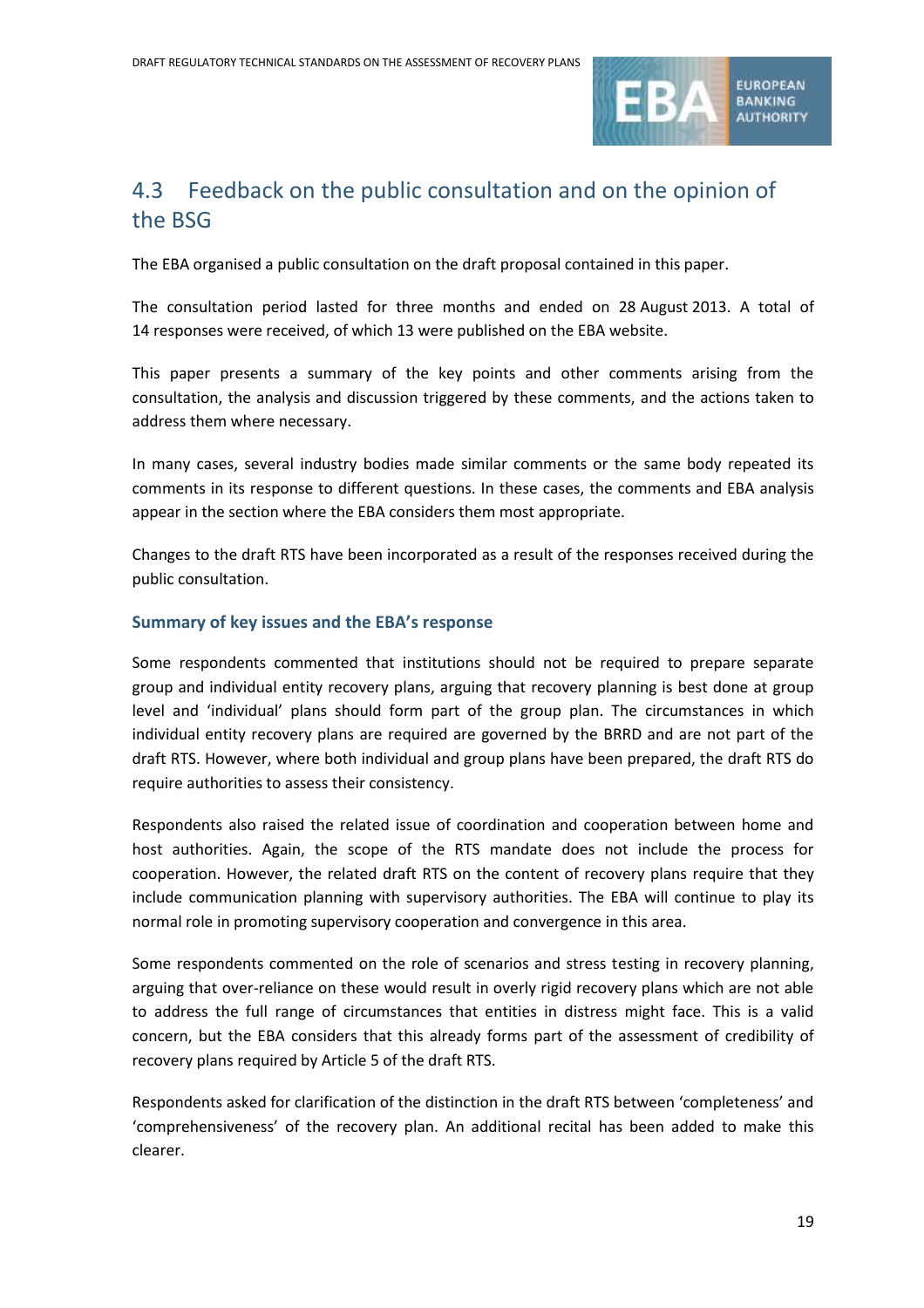## 4.3 Feedback on the public consultation and on the opinion of the BSG

The EBA organised a public consultation on the draft proposal contained in this paper.

The consultation period lasted for three months and ended on 28 August 2013. A total of 14 responses were received, of which 13 were published on the EBA website.

This paper presents a summary of the key points and other comments arising from the consultation, the analysis and discussion triggered by these comments, and the actions taken to address them where necessary.

In many cases, several industry bodies made similar comments or the same body repeated its comments in its response to different questions. In these cases, the comments and EBA analysis appear in the section where the EBA considers them most appropriate.

Changes to the draft RTS have been incorporated as a result of the responses received during the public consultation.

### Summary of key issues and the EBA's response

Some respondents commented that institutions should not be required to prepare separate group and individual entity recovery plans, arguing that recovery planning is best done at group level and 'individual' plans should form part of the group plan. The circumstances in which individual entity recovery plans are required are governed by the BRRD and are not part of the draft RTS. However, where both individual and group plans have been prepared, the draft RTS do require authorities to assess their consistency.

Respondents also raised the related issue of coordination and cooperation between home and host authorities. Again, the scope of the RTS mandate does not include the process for cooperation. However, the related draft RTS on the content of recovery plans require that they include communication planning with supervisory authorities. The EBA will continue to play its normal role in promoting supervisory cooperation and convergence in this area.

Some respondents commented on the role of scenarios and stress testing in recovery planning, arguing that over-reliance on these would result in overly rigid recovery plans which are not able to address the full range of circumstances that entities in distress might face. This is a valid concern, but the EBA considers that this already forms part of the assessment of credibility of recovery plans required by Article 5 of the draft RTS.

Respondents asked for clarification of the distinction in the draft RTS between 'completeness' and 'comprehensiveness' of the recovery plan. An additional recital has been added to make this clearer.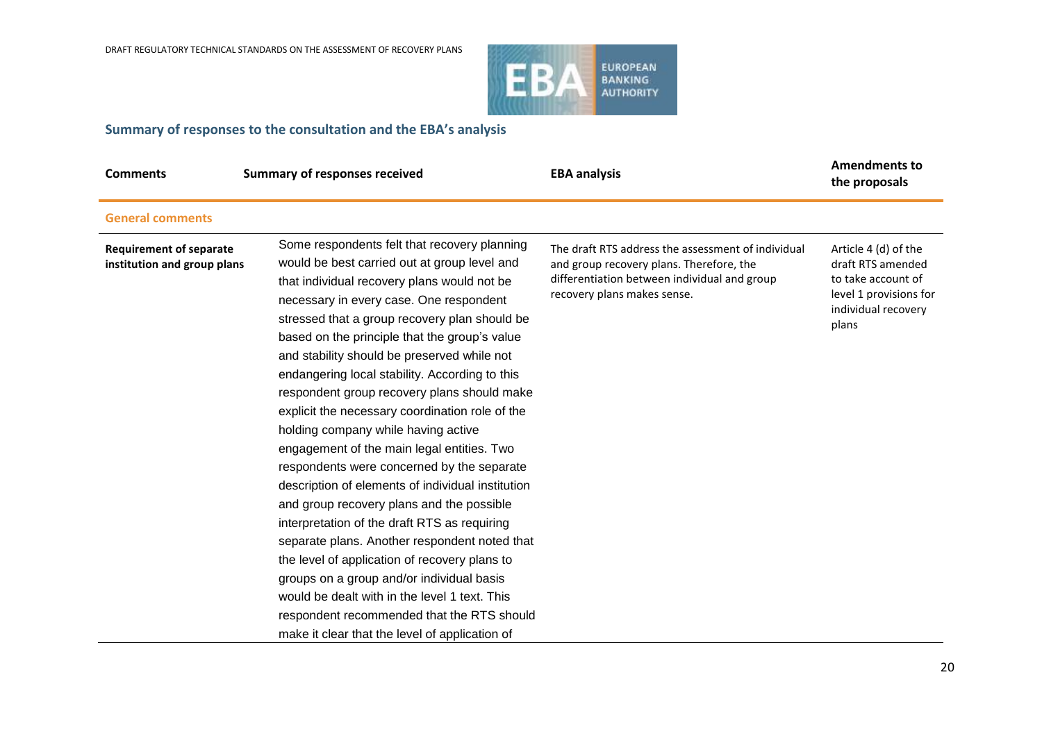## Summary of responses to the consultation and the EBA's analysis

| Comments | Summary of responses received | EBA analysis | Amendments to the proposals |
|---|---|---|---|
| **General comments** | | | |
| **Requirement of separate institution and group plans** | Some respondents felt that recovery planning would be best carried out at group level and that individual recovery plans would not be necessary in every case. One respondent stressed that a group recovery plan should be based on the principle that the group's value and stability should be preserved while not endangering local stability. According to this respondent group recovery plans should make explicit the necessary coordination role of the holding company while having active engagement of the main legal entities. Two respondents were concerned by the separate description of elements of individual institution and group recovery plans and the possible interpretation of the draft RTS as requiring separate plans. Another respondent noted that the level of application of recovery plans to groups on a group and/or individual basis would be dealt with in the level 1 text. This respondent recommended that the RTS should make it clear that the level of application of | The draft RTS address the assessment of individual and group recovery plans. Therefore, the differentiation between individual and group recovery plans makes sense. | Article 4 (d) of the draft RTS amended to take account of level 1 provisions for individual recovery plans |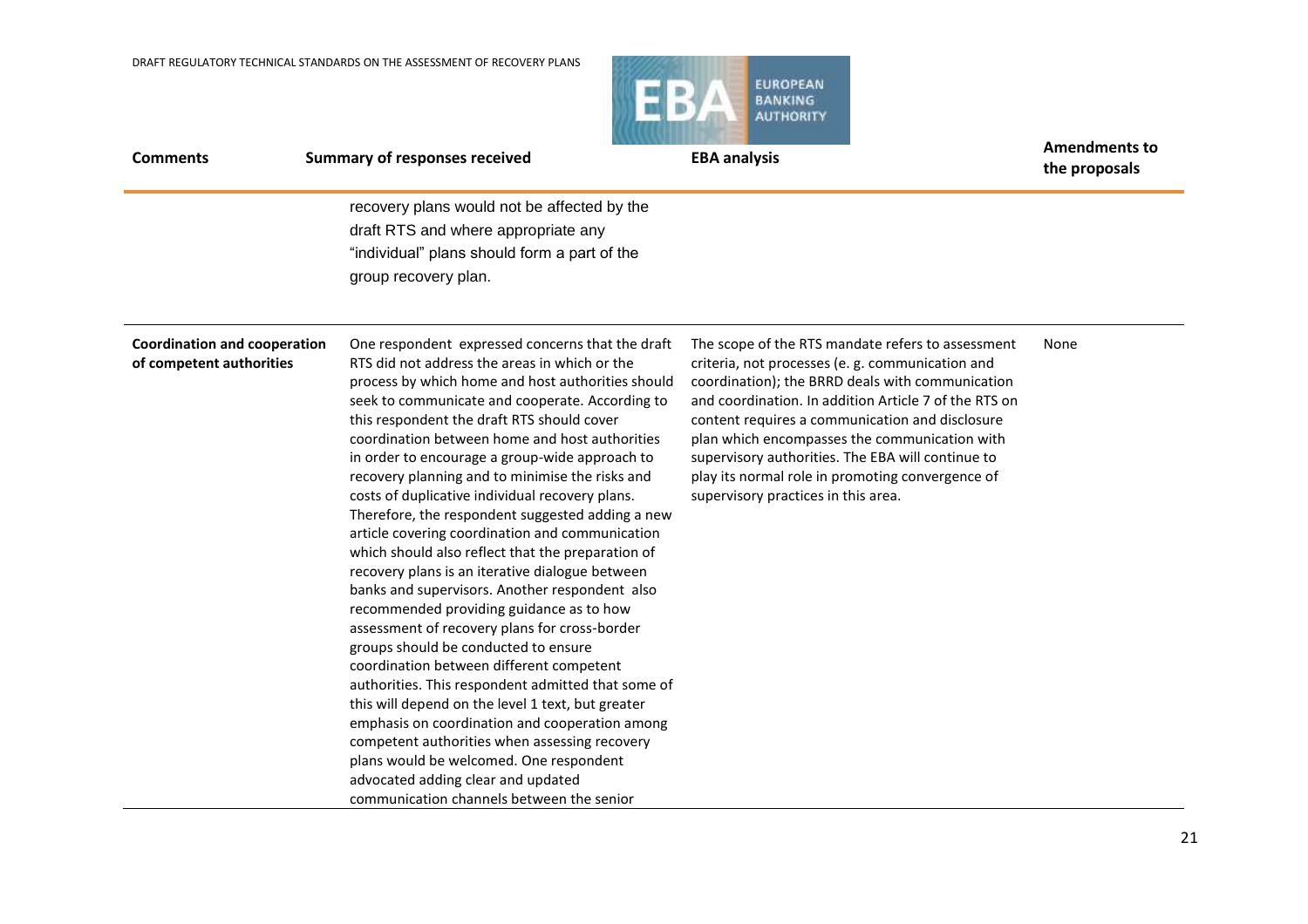| Comments | Summary of responses received | EBA analysis | Amendments to the proposals |
|---|---|---|---|
| | recovery plans would not be affected by the draft RTS and where appropriate any "individual" plans should form a part of the group recovery plan. | | |
| **Coordination and cooperation of competent authorities** | One respondent expressed concerns that the draft RTS did not address the areas in which or the process by which home and host authorities should seek to communicate and cooperate. According to this respondent the draft RTS should cover coordination between home and host authorities in order to encourage a group-wide approach to recovery planning and to minimise the risks and costs of duplicative individual recovery plans. Therefore, the respondent suggested adding a new article covering coordination and communication which should also reflect that the preparation of recovery plans is an iterative dialogue between banks and supervisors. Another respondent also recommended providing guidance as to how assessment of recovery plans for cross-border groups should be conducted to ensure coordination between different competent authorities. This respondent admitted that some of this will depend on the level 1 text, but greater emphasis on coordination and cooperation among competent authorities when assessing recovery plans would be welcomed. One respondent advocated adding clear and updated communication channels between the senior | The scope of the RTS mandate refers to assessment criteria, not processes (e. g. communication and coordination); the BRRD deals with communication and coordination. In addition Article 7 of the RTS on content requires a communication and disclosure plan which encompasses the communication with supervisory authorities. The EBA will continue to play its normal role in promoting convergence of supervisory practices in this area. | None |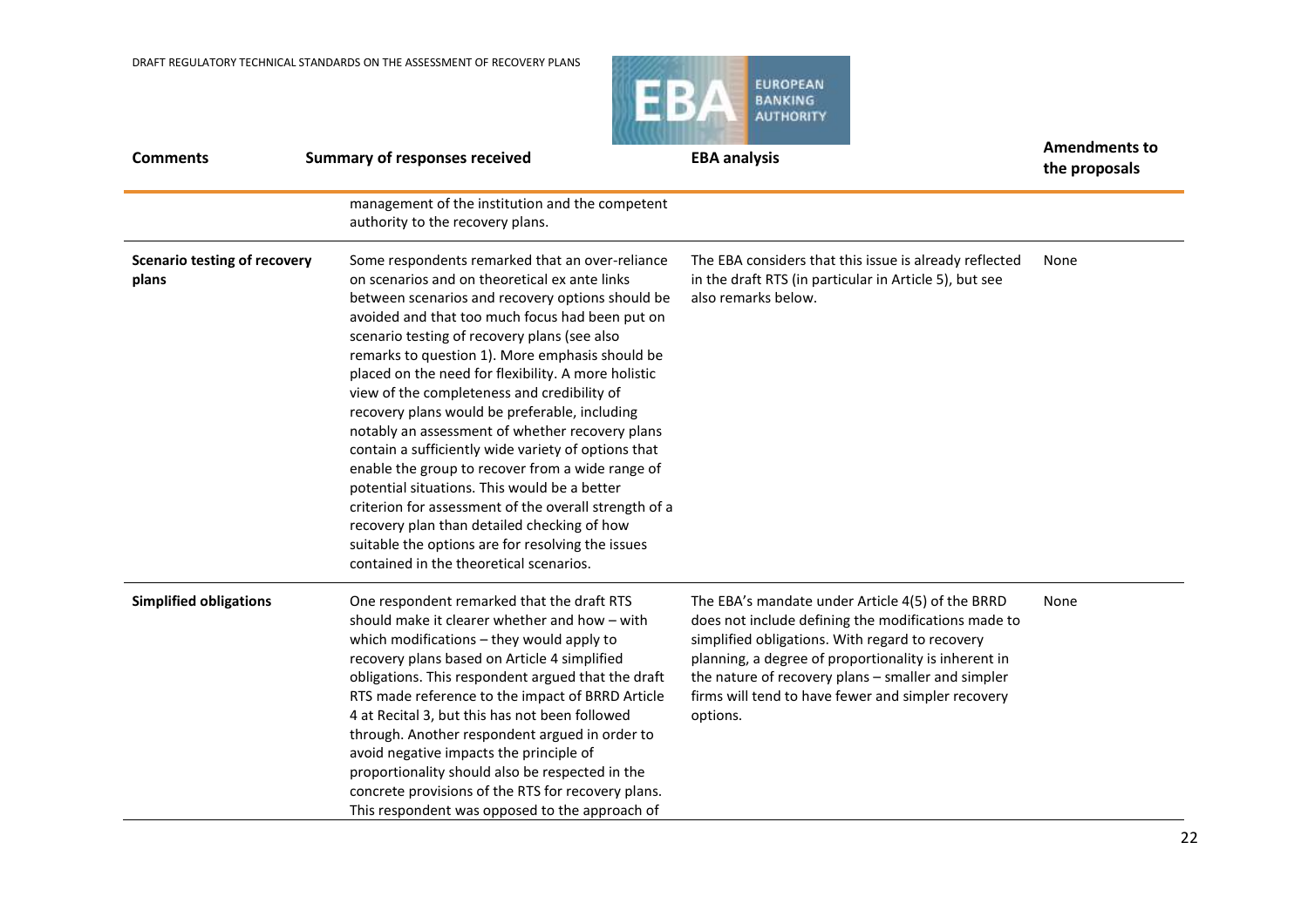| Comments | Summary of responses received | EBA analysis | Amendments to the proposals |
|---|---|---|---|
| | management of the institution and the competent authority to the recovery plans. | | |
| **Scenario testing of recovery plans** | Some respondents remarked that an over-reliance on scenarios and on theoretical ex ante links between scenarios and recovery options should be avoided and that too much focus had been put on scenario testing of recovery plans (see also remarks to question 1). More emphasis should be placed on the need for flexibility. A more holistic view of the completeness and credibility of recovery plans would be preferable, including notably an assessment of whether recovery plans contain a sufficiently wide variety of options that enable the group to recover from a wide range of potential situations. This would be a better criterion for assessment of the overall strength of a recovery plan than detailed checking of how suitable the options are for resolving the issues contained in the theoretical scenarios. | The EBA considers that this issue is already reflected in the draft RTS (in particular in Article 5), but see also remarks below. | None |
| **Simplified obligations** | One respondent remarked that the draft RTS should make it clearer whether and how – with which modifications – they would apply to recovery plans based on Article 4 simplified obligations. This respondent argued that the draft RTS made reference to the impact of BRRD Article 4 at Recital 3, but this has not been followed through. Another respondent argued in order to avoid negative impacts the principle of proportionality should also be respected in the concrete provisions of the RTS for recovery plans. This respondent was opposed to the approach of | The EBA's mandate under Article 4(5) of the BRRD does not include defining the modifications made to simplified obligations. With regard to recovery planning, a degree of proportionality is inherent in the nature of recovery plans – smaller and simpler firms will tend to have fewer and simpler recovery options. | None |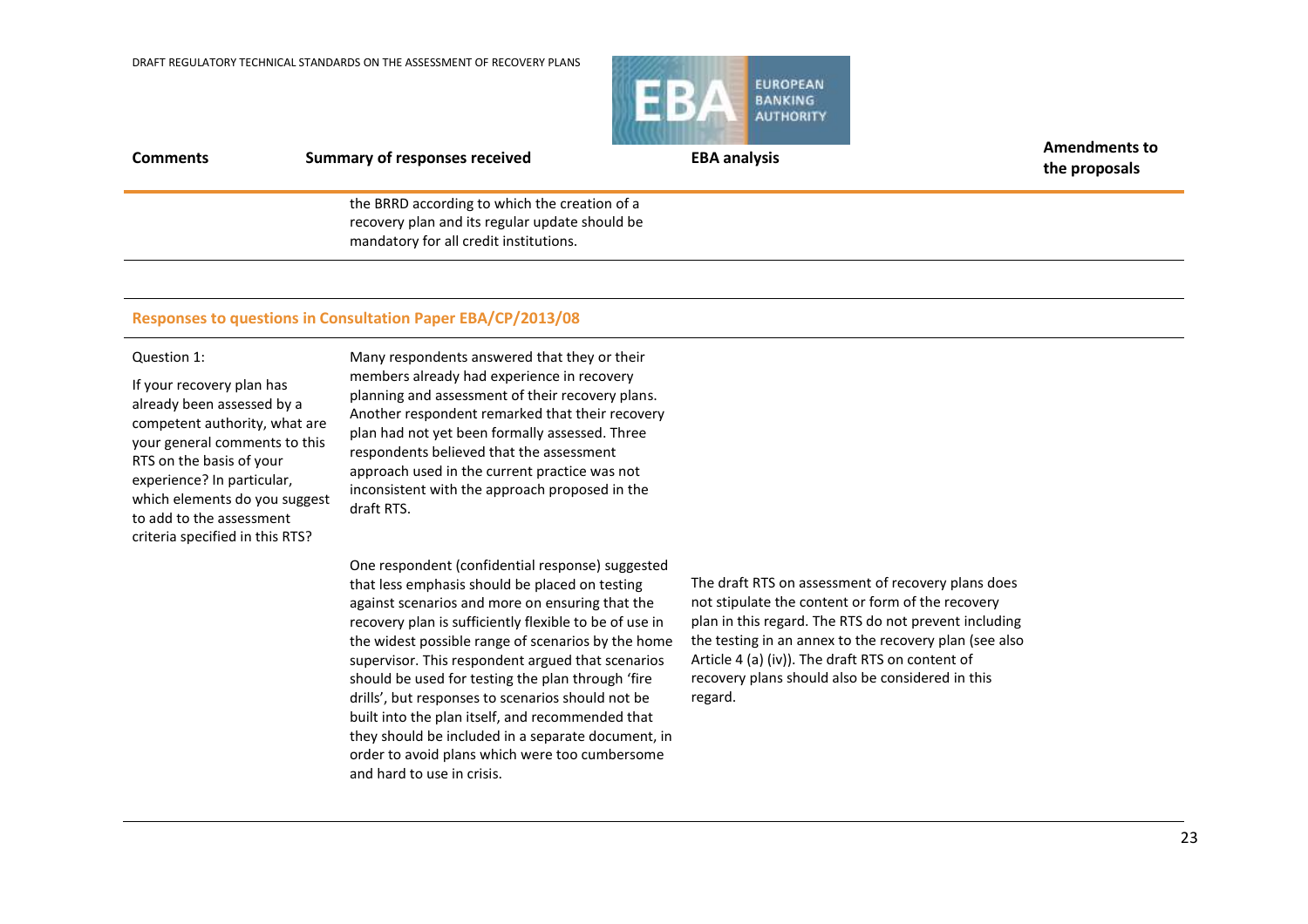| Comments | Summary of responses received | EBA analysis | Amendments to the proposals |
|---|---|---|---|
| | the BRRD according to which the creation of a recovery plan and its regular update should be mandatory for all credit institutions. | | |

**Responses to questions in Consultation Paper EBA/CP/2013/08**

| Comments | Summary of responses received | EBA analysis | Amendments to the proposals |
|---|---|---|---|
| Question 1: If your recovery plan has already been assessed by a competent authority, what are your general comments to this RTS on the basis of your experience? In particular, which elements do you suggest to add to the assessment criteria specified in this RTS? | Many respondents answered that they or their members already had experience in recovery planning and assessment of their recovery plans. Another respondent remarked that their recovery plan had not yet been formally assessed. Three respondents believed that the assessment approach used in the current practice was not inconsistent with the approach proposed in the draft RTS. | | |
| | One respondent (confidential response) suggested that less emphasis should be placed on testing against scenarios and more on ensuring that the recovery plan is sufficiently flexible to be of use in the widest possible range of scenarios by the home supervisor. This respondent argued that scenarios should be used for testing the plan through 'fire drills', but responses to scenarios should not be built into the plan itself, and recommended that they should be included in a separate document, in order to avoid plans which were too cumbersome and hard to use in crisis. | The draft RTS on assessment of recovery plans does not stipulate the content or form of the recovery plan in this regard. The RTS do not prevent including the testing in an annex to the recovery plan (see also Article 4 (a) (iv)). The draft RTS on content of recovery plans should also be considered in this regard. | |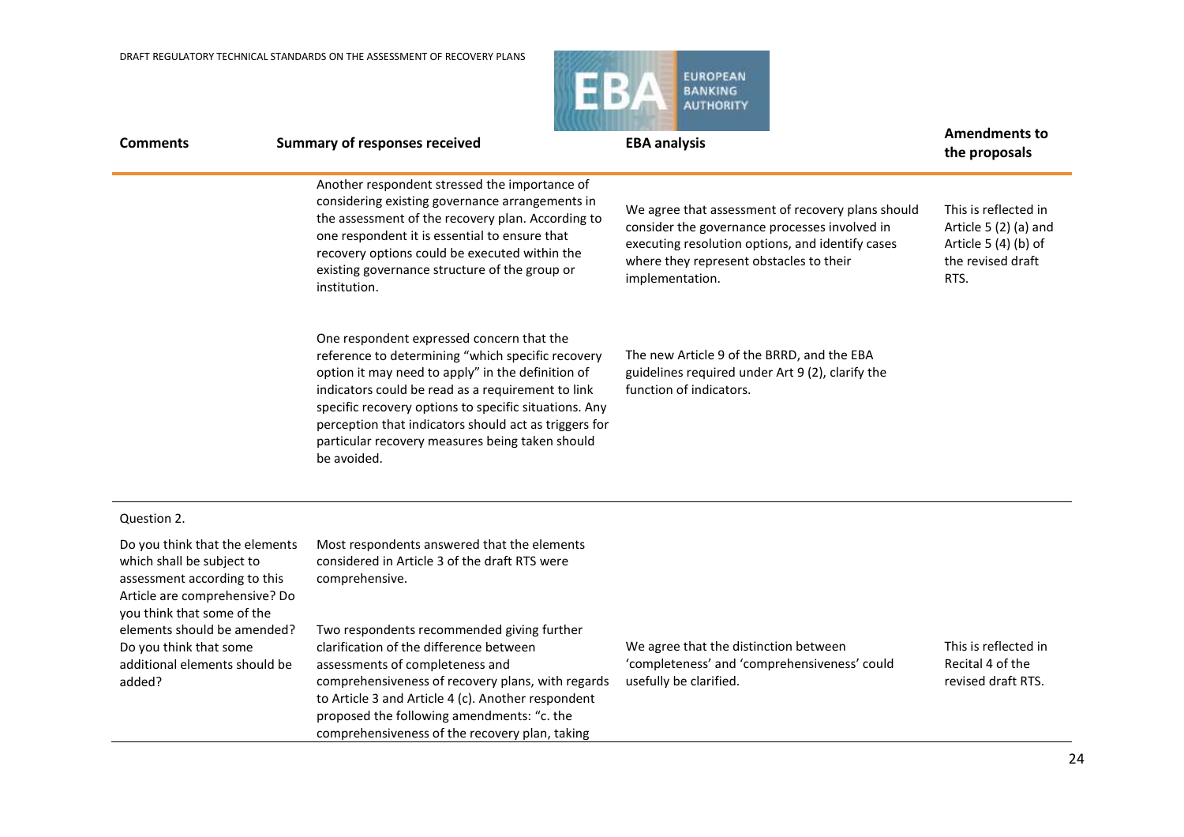| Comments | Summary of responses received | EBA analysis | Amendments to the proposals |
|---|---|---|---|
| | Another respondent stressed the importance of considering existing governance arrangements in the assessment of the recovery plan. According to one respondent it is essential to ensure that recovery options could be executed within the existing governance structure of the group or institution. | We agree that assessment of recovery plans should consider the governance processes involved in executing resolution options, and identify cases where they represent obstacles to their implementation. | This is reflected in Article 5 (2) (a) and Article 5 (4) (b) of the revised draft RTS. |
| | One respondent expressed concern that the reference to determining "which specific recovery option it may need to apply" in the definition of indicators could be read as a requirement to link specific recovery options to specific situations. Any perception that indicators should act as triggers for particular recovery measures being taken should be avoided. | The new Article 9 of the BRRD, and the EBA guidelines required under Art 9 (2), clarify the function of indicators. | |
| Question 2. | | | |
| Do you think that the elements which shall be subject to assessment according to this Article are comprehensive? Do you think that some of the elements should be amended? Do you think that some additional elements should be added? | Most respondents answered that the elements considered in Article 3 of the draft RTS were comprehensive. | | |
| | Two respondents recommended giving further clarification of the difference between assessments of completeness and comprehensiveness of recovery plans, with regards to Article 3 and Article 4 (c). Another respondent proposed the following amendments: "c. the comprehensiveness of the recovery plan, taking | We agree that the distinction between 'completeness' and 'comprehensiveness' could usefully be clarified. | This is reflected in Recital 4 of the revised draft RTS. |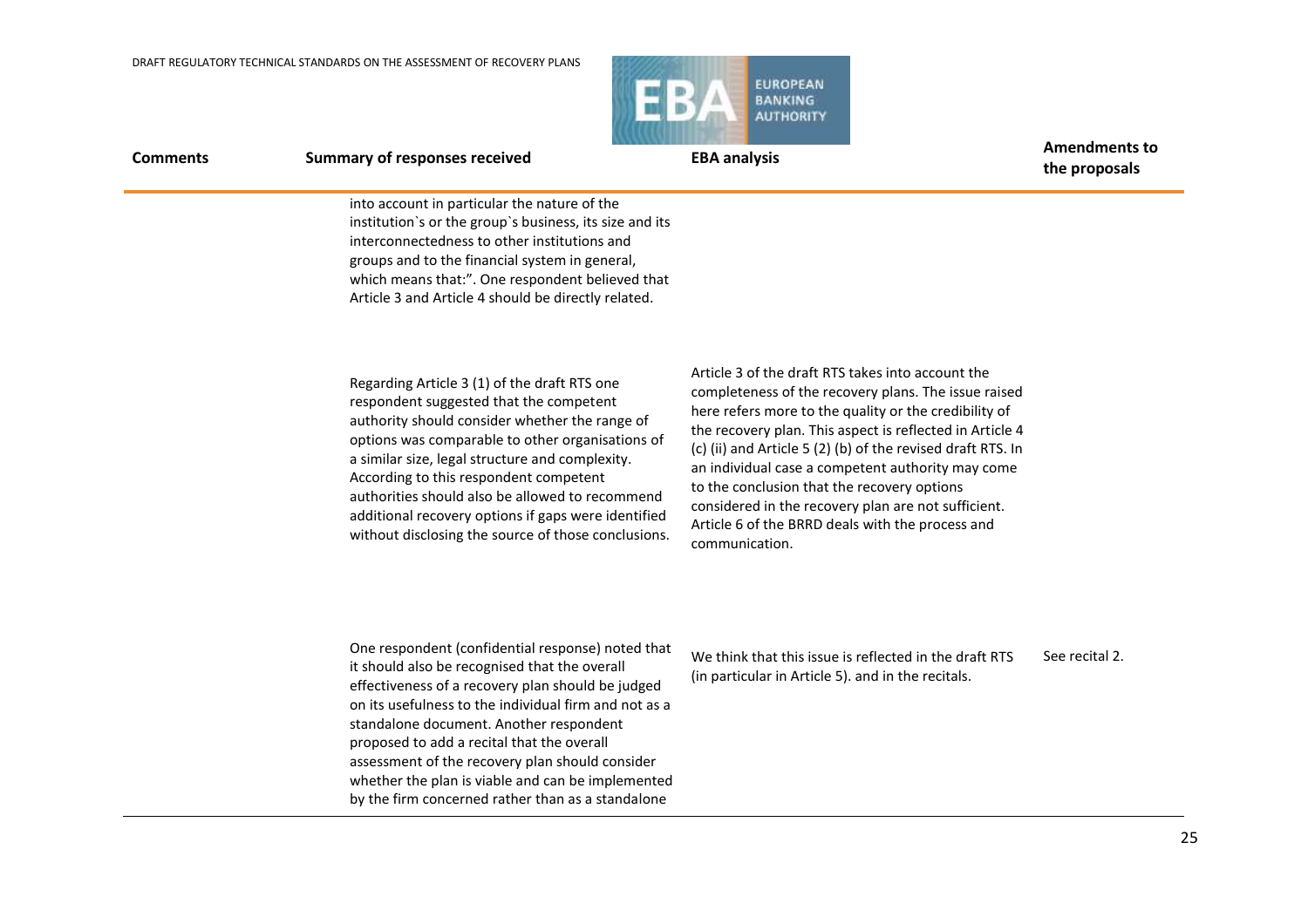| Comments | Summary of responses received | EBA analysis | Amendments to the proposals |
|---|---|---|---|
| | into account in particular the nature of the institution`s or the group`s business, its size and its interconnectedness to other institutions and groups and to the financial system in general, which means that:". One respondent believed that Article 3 and Article 4 should be directly related. | | |
| | Regarding Article 3 (1) of the draft RTS one respondent suggested that the competent authority should consider whether the range of options was comparable to other organisations of a similar size, legal structure and complexity. According to this respondent competent authorities should also be allowed to recommend additional recovery options if gaps were identified without disclosing the source of those conclusions. | Article 3 of the draft RTS takes into account the completeness of the recovery plans. The issue raised here refers more to the quality or the credibility of the recovery plan. This aspect is reflected in Article 4 (c) (ii) and Article 5 (2) (b) of the revised draft RTS. In an individual case a competent authority may come to the conclusion that the recovery options considered in the recovery plan are not sufficient. Article 6 of the BRRD deals with the process and communication. | |
| | One respondent (confidential response) noted that it should also be recognised that the overall effectiveness of a recovery plan should be judged on its usefulness to the individual firm and not as a standalone document. Another respondent proposed to add a recital that the overall assessment of the recovery plan should consider whether the plan is viable and can be implemented by the firm concerned rather than as a standalone | We think that this issue is reflected in the draft RTS (in particular in Article 5). and in the recitals. | See recital 2. |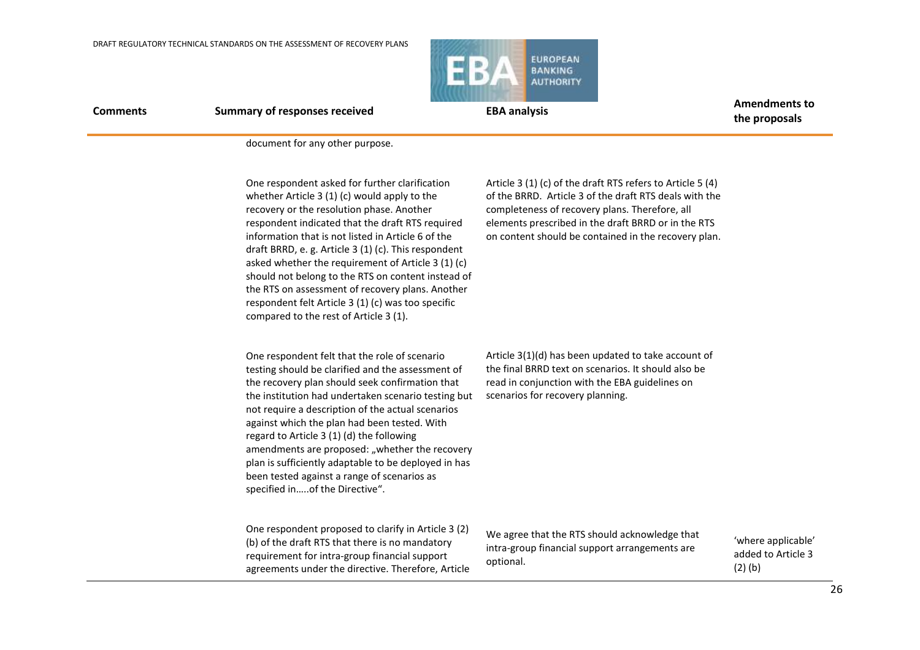| Comments | Summary of responses received | EBA analysis | Amendments to the proposals |
|---|---|---|---|
| | document for any other purpose. | | |
| | One respondent asked for further clarification whether Article 3 (1) (c) would apply to the recovery or the resolution phase. Another respondent indicated that the draft RTS required information that is not listed in Article 6 of the draft BRRD, e. g. Article 3 (1) (c). This respondent asked whether the requirement of Article 3 (1) (c) should not belong to the RTS on content instead of the RTS on assessment of recovery plans. Another respondent felt Article 3 (1) (c) was too specific compared to the rest of Article 3 (1). | Article 3 (1) (c) of the draft RTS refers to Article 5 (4) of the BRRD. Article 3 of the draft RTS deals with the completeness of recovery plans. Therefore, all elements prescribed in the draft BRRD or in the RTS on content should be contained in the recovery plan. | |
| | One respondent felt that the role of scenario testing should be clarified and the assessment of the recovery plan should seek confirmation that the institution had undertaken scenario testing but not require a description of the actual scenarios against which the plan had been tested. With regard to Article 3 (1) (d) the following amendments are proposed: „whether the recovery plan is sufficiently adaptable to be deployed in has been tested against a range of scenarios as specified in…..of the Directive". | Article 3(1)(d) has been updated to take account of the final BRRD text on scenarios. It should also be read in conjunction with the EBA guidelines on scenarios for recovery planning. | |
| | One respondent proposed to clarify in Article 3 (2) (b) of the draft RTS that there is no mandatory requirement for intra-group financial support agreements under the directive. Therefore, Article | We agree that the RTS should acknowledge that intra-group financial support arrangements are optional. | 'where applicable' added to Article 3 (2) (b) |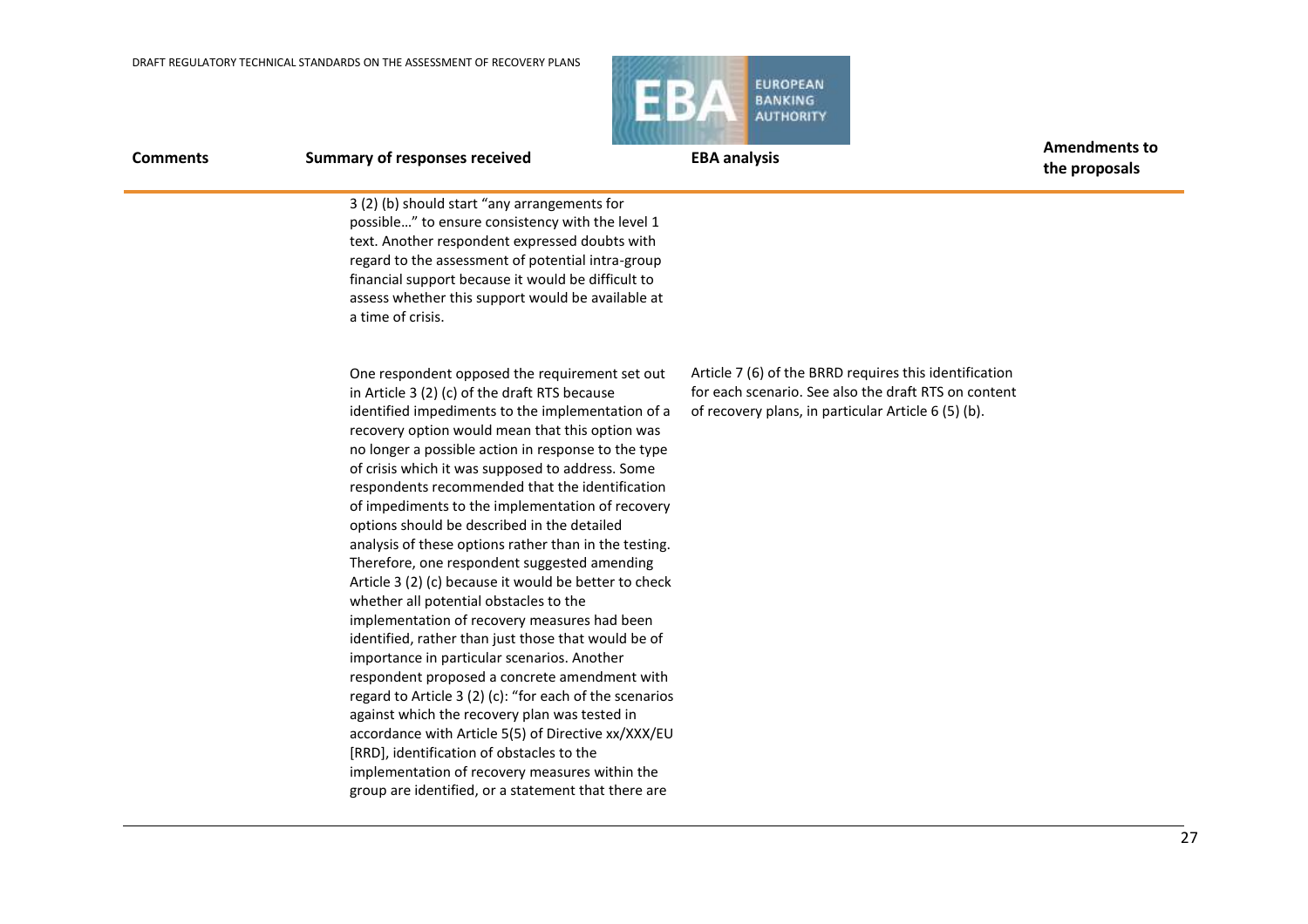| Comments | Summary of responses received | EBA analysis | Amendments to the proposals |
|---|---|---|---|
| | 3 (2) (b) should start "any arrangements for possible…" to ensure consistency with the level 1 text. Another respondent expressed doubts with regard to the assessment of potential intra-group financial support because it would be difficult to assess whether this support would be available at a time of crisis. | | |
| | One respondent opposed the requirement set out in Article 3 (2) (c) of the draft RTS because identified impediments to the implementation of a recovery option would mean that this option was no longer a possible action in response to the type of crisis which it was supposed to address. Some respondents recommended that the identification of impediments to the implementation of recovery options should be described in the detailed analysis of these options rather than in the testing. Therefore, one respondent suggested amending Article 3 (2) (c) because it would be better to check whether all potential obstacles to the implementation of recovery measures had been identified, rather than just those that would be of importance in particular scenarios. Another respondent proposed a concrete amendment with regard to Article 3 (2) (c): "for each of the scenarios against which the recovery plan was tested in accordance with Article 5(5) of Directive xx/XXX/EU [RRD], identification of obstacles to the implementation of recovery measures within the group are identified, or a statement that there are | Article 7 (6) of the BRRD requires this identification for each scenario. See also the draft RTS on content of recovery plans, in particular Article 6 (5) (b). | |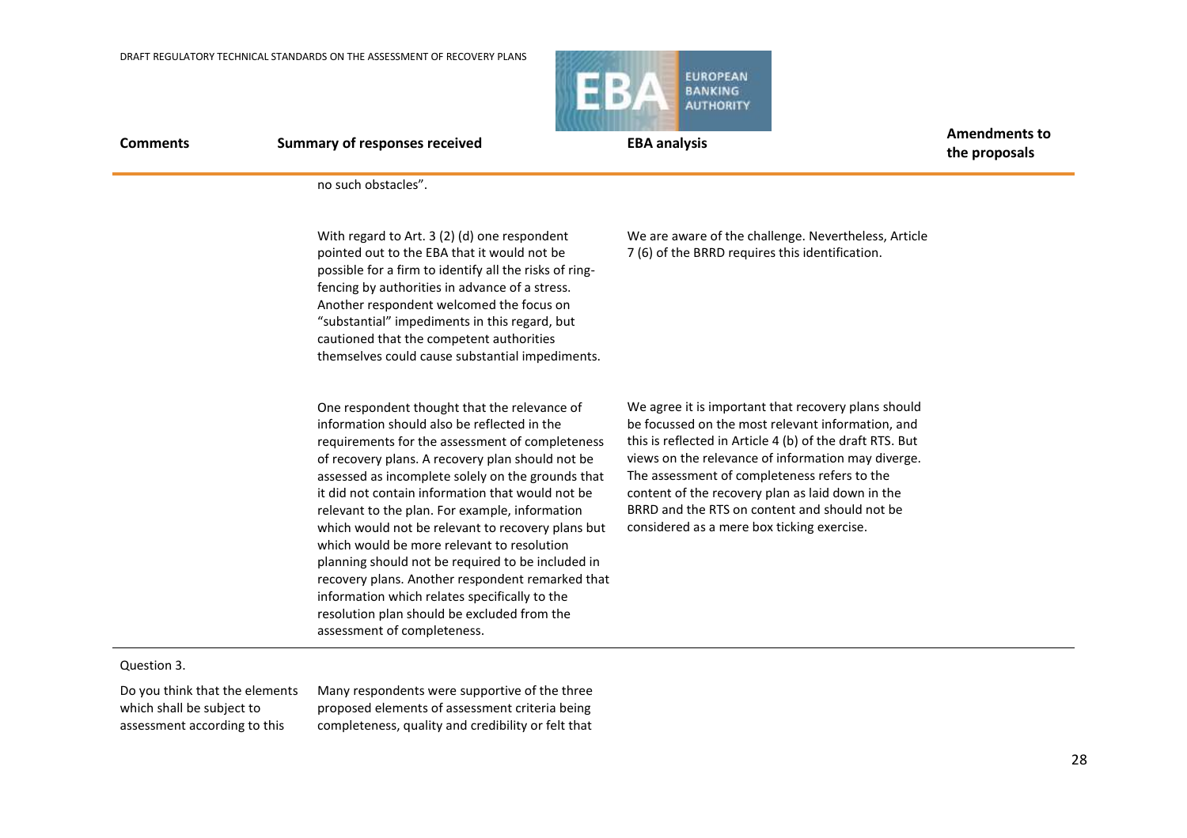| Comments | Summary of responses received | EBA analysis | Amendments to the proposals |
|---|---|---|---|
| | no such obstacles". | | |
| | With regard to Art. 3 (2) (d) one respondent pointed out to the EBA that it would not be possible for a firm to identify all the risks of ring-fencing by authorities in advance of a stress. Another respondent welcomed the focus on "substantial" impediments in this regard, but cautioned that the competent authorities themselves could cause substantial impediments. | We are aware of the challenge. Nevertheless, Article 7 (6) of the BRRD requires this identification. | |
| | One respondent thought that the relevance of information should also be reflected in the requirements for the assessment of completeness of recovery plans. A recovery plan should not be assessed as incomplete solely on the grounds that it did not contain information that would not be relevant to the plan. For example, information which would not be relevant to recovery plans but which would be more relevant to resolution planning should not be required to be included in recovery plans. Another respondent remarked that information which relates specifically to the resolution plan should be excluded from the assessment of completeness. | We agree it is important that recovery plans should be focussed on the most relevant information, and this is reflected in Article 4 (b) of the draft RTS. But views on the relevance of information may diverge. The assessment of completeness refers to the content of the recovery plan as laid down in the BRRD and the RTS on content and should not be considered as a mere box ticking exercise. | |
| Question 3. | | | |
| Do you think that the elements which shall be subject to assessment according to this | Many respondents were supportive of the three proposed elements of assessment criteria being completeness, quality and credibility or felt that | | |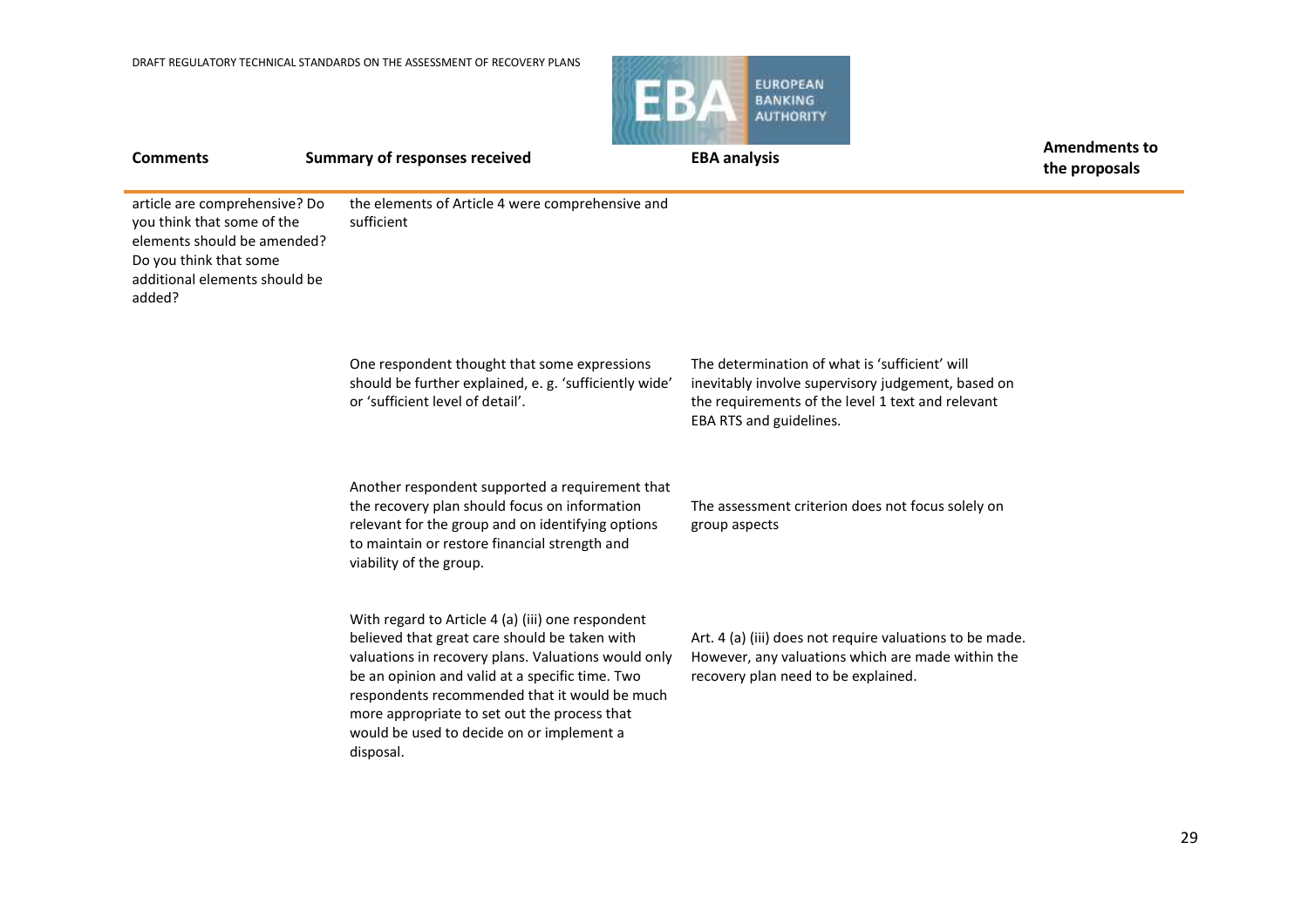| Comments | Summary of responses received | EBA analysis | Amendments to the proposals |
|---|---|---|---|
| article are comprehensive? Do you think that some of the elements should be amended? Do you think that some additional elements should be added? | the elements of Article 4 were comprehensive and sufficient | | |
| | One respondent thought that some expressions should be further explained, e. g. 'sufficiently wide' or 'sufficient level of detail'. | The determination of what is 'sufficient' will inevitably involve supervisory judgement, based on the requirements of the level 1 text and relevant EBA RTS and guidelines. | |
| | Another respondent supported a requirement that the recovery plan should focus on information relevant for the group and on identifying options to maintain or restore financial strength and viability of the group. | The assessment criterion does not focus solely on group aspects | |
| | With regard to Article 4 (a) (iii) one respondent believed that great care should be taken with valuations in recovery plans. Valuations would only be an opinion and valid at a specific time. Two respondents recommended that it would be much more appropriate to set out the process that would be used to decide on or implement a disposal. | Art. 4 (a) (iii) does not require valuations to be made. However, any valuations which are made within the recovery plan need to be explained. | |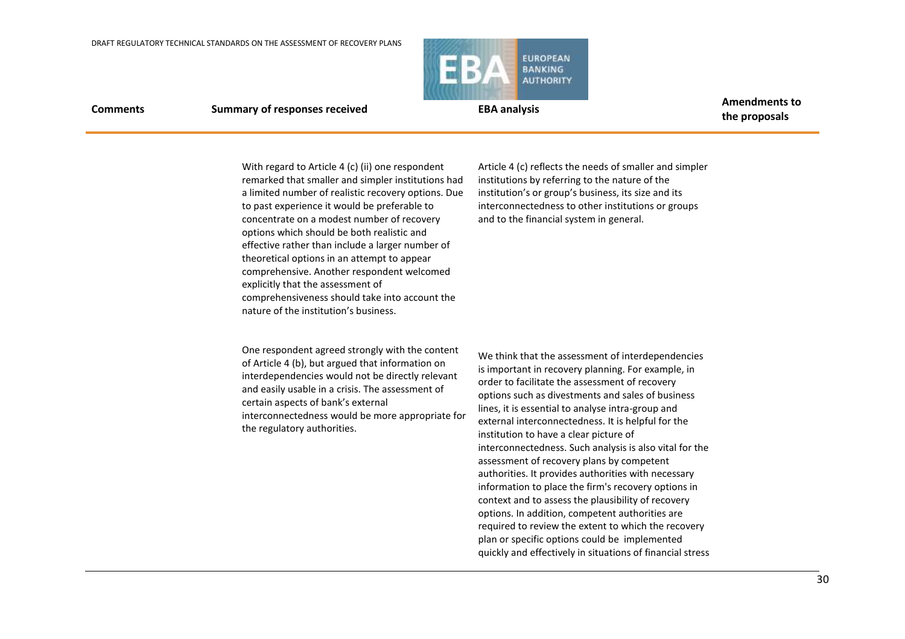| Comments | Summary of responses received | EBA analysis | Amendments to the proposals |
|---|---|---|---|
| | With regard to Article 4 (c) (ii) one respondent remarked that smaller and simpler institutions had a limited number of realistic recovery options. Due to past experience it would be preferable to concentrate on a modest number of recovery options which should be both realistic and effective rather than include a larger number of theoretical options in an attempt to appear comprehensive. Another respondent welcomed explicitly that the assessment of comprehensiveness should take into account the nature of the institution's business. | Article 4 (c) reflects the needs of smaller and simpler institutions by referring to the nature of the institution's or group's business, its size and its interconnectedness to other institutions or groups and to the financial system in general. | |
| | One respondent agreed strongly with the content of Article 4 (b), but argued that information on interdependencies would not be directly relevant and easily usable in a crisis. The assessment of certain aspects of bank's external interconnectedness would be more appropriate for the regulatory authorities. | We think that the assessment of interdependencies is important in recovery planning. For example, in order to facilitate the assessment of recovery options such as divestments and sales of business lines, it is essential to analyse intra-group and external interconnectedness. It is helpful for the institution to have a clear picture of interconnectedness. Such analysis is also vital for the assessment of recovery plans by competent authorities. It provides authorities with necessary information to place the firm's recovery options in context and to assess the plausibility of recovery options. In addition, competent authorities are required to review the extent to which the recovery plan or specific options could be implemented quickly and effectively in situations of financial stress | |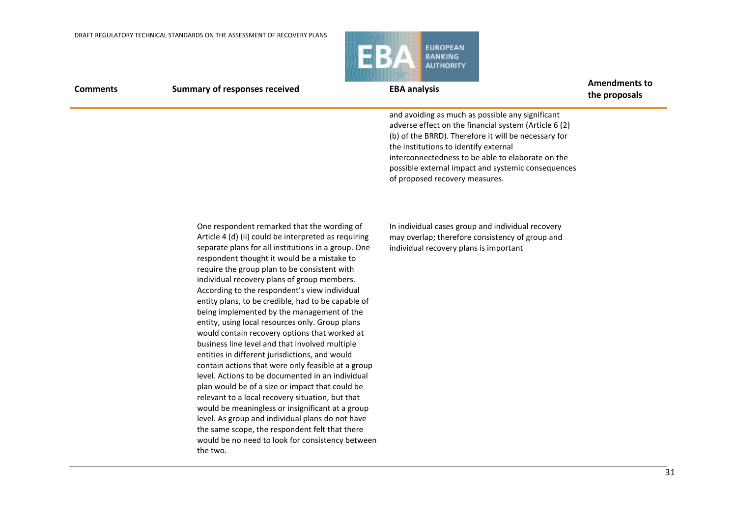| Comments | Summary of responses received | EBA analysis | Amendments to the proposals |
|---|---|---|---|
| | | and avoiding as much as possible any significant adverse effect on the financial system (Article 6 (2) (b) of the BRRD). Therefore it will be necessary for the institutions to identify external interconnectedness to be able to elaborate on the possible external impact and systemic consequences of proposed recovery measures. | |
| | One respondent remarked that the wording of Article 4 (d) (ii) could be interpreted as requiring separate plans for all institutions in a group. One respondent thought it would be a mistake to require the group plan to be consistent with individual recovery plans of group members. According to the respondent's view individual entity plans, to be credible, had to be capable of being implemented by the management of the entity, using local resources only. Group plans would contain recovery options that worked at business line level and that involved multiple entities in different jurisdictions, and would contain actions that were only feasible at a group level. Actions to be documented in an individual plan would be of a size or impact that could be relevant to a local recovery situation, but that would be meaningless or insignificant at a group level. As group and individual plans do not have the same scope, the respondent felt that there would be no need to look for consistency between the two. | In individual cases group and individual recovery may overlap; therefore consistency of group and individual recovery plans is important | |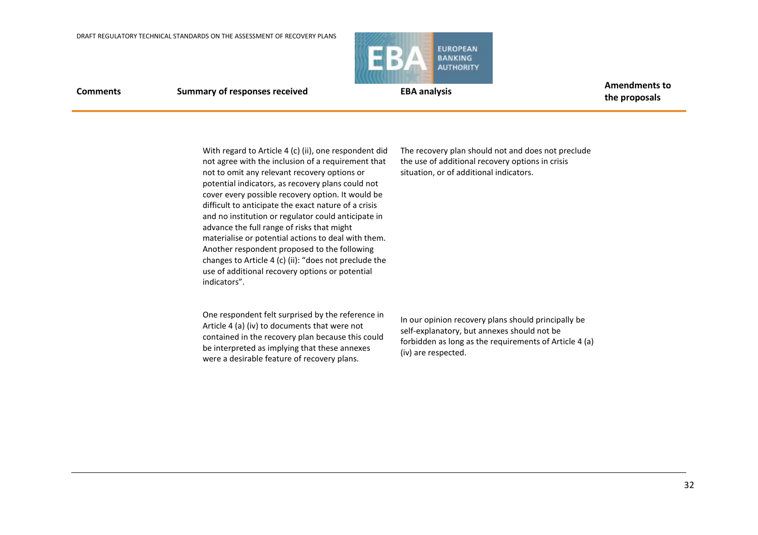| Comments | Summary of responses received | EBA analysis | Amendments to the proposals |
|---|---|---|---|
| | With regard to Article 4 (c) (ii), one respondent did not agree with the inclusion of a requirement that not to omit any relevant recovery options or potential indicators, as recovery plans could not cover every possible recovery option. It would be difficult to anticipate the exact nature of a crisis and no institution or regulator could anticipate in advance the full range of risks that might materialise or potential actions to deal with them. Another respondent proposed to the following changes to Article 4 (c) (ii): "does not preclude the use of additional recovery options or potential indicators". | The recovery plan should not and does not preclude the use of additional recovery options in crisis situation, or of additional indicators. | |
| | One respondent felt surprised by the reference in Article 4 (a) (iv) to documents that were not contained in the recovery plan because this could be interpreted as implying that these annexes were a desirable feature of recovery plans. | In our opinion recovery plans should principally be self-explanatory, but annexes should not be forbidden as long as the requirements of Article 4 (a) (iv) are respected. | |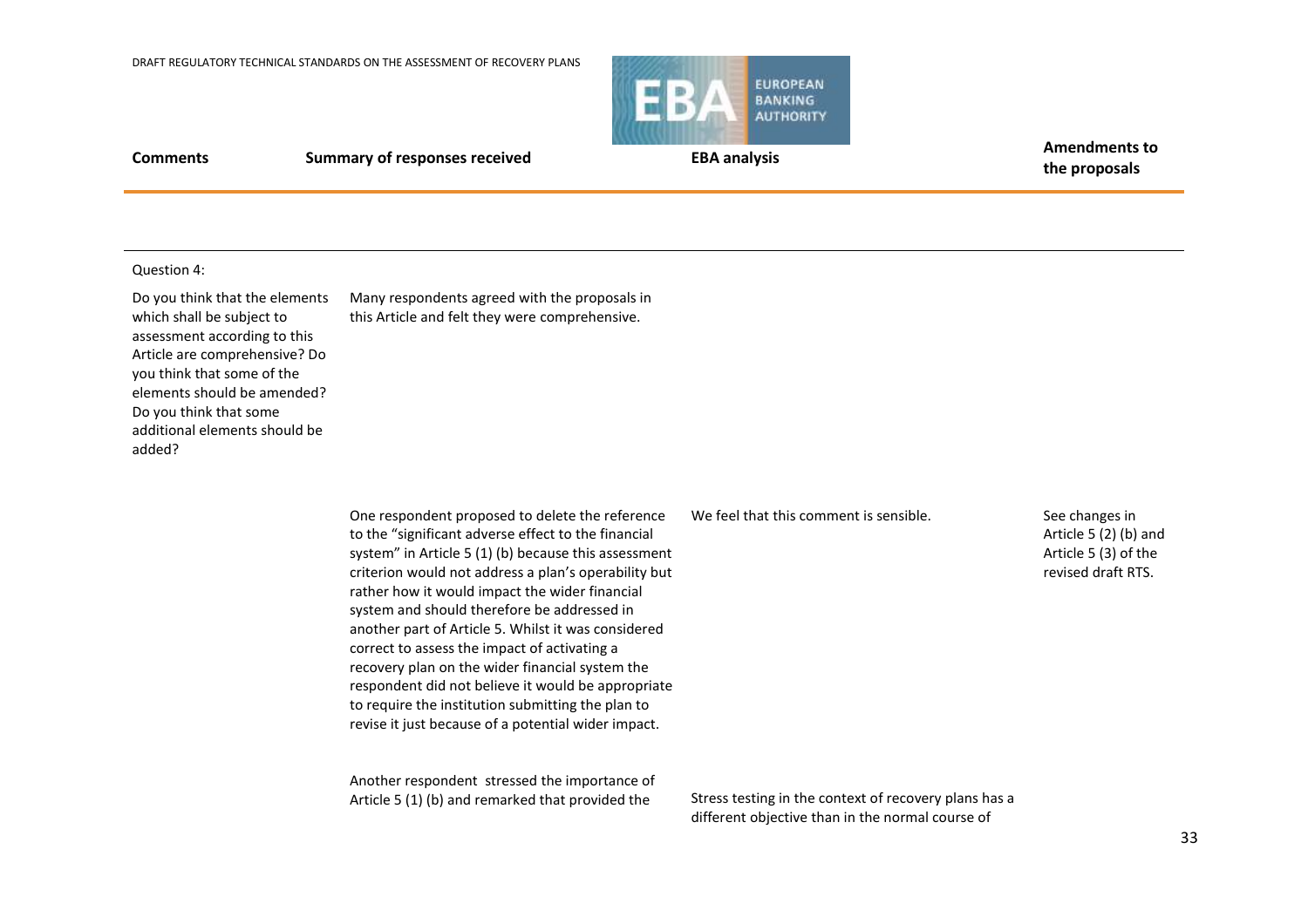| Comments | Summary of responses received | EBA analysis | Amendments to the proposals |
|---|---|---|---|
| Question 4: | | | |
| Do you think that the elements which shall be subject to assessment according to this Article are comprehensive? Do you think that some of the elements should be amended? Do you think that some additional elements should be added? | Many respondents agreed with the proposals in this Article and felt they were comprehensive. | | |
| | One respondent proposed to delete the reference to the "significant adverse effect to the financial system" in Article 5 (1) (b) because this assessment criterion would not address a plan's operability but rather how it would impact the wider financial system and should therefore be addressed in another part of Article 5. Whilst it was considered correct to assess the impact of activating a recovery plan on the wider financial system the respondent did not believe it would be appropriate to require the institution submitting the plan to revise it just because of a potential wider impact. | We feel that this comment is sensible. | See changes in Article 5 (2) (b) and Article 5 (3) of the revised draft RTS. |
| | Another respondent stressed the importance of Article 5 (1) (b) and remarked that provided the | Stress testing in the context of recovery plans has a different objective than in the normal course of | |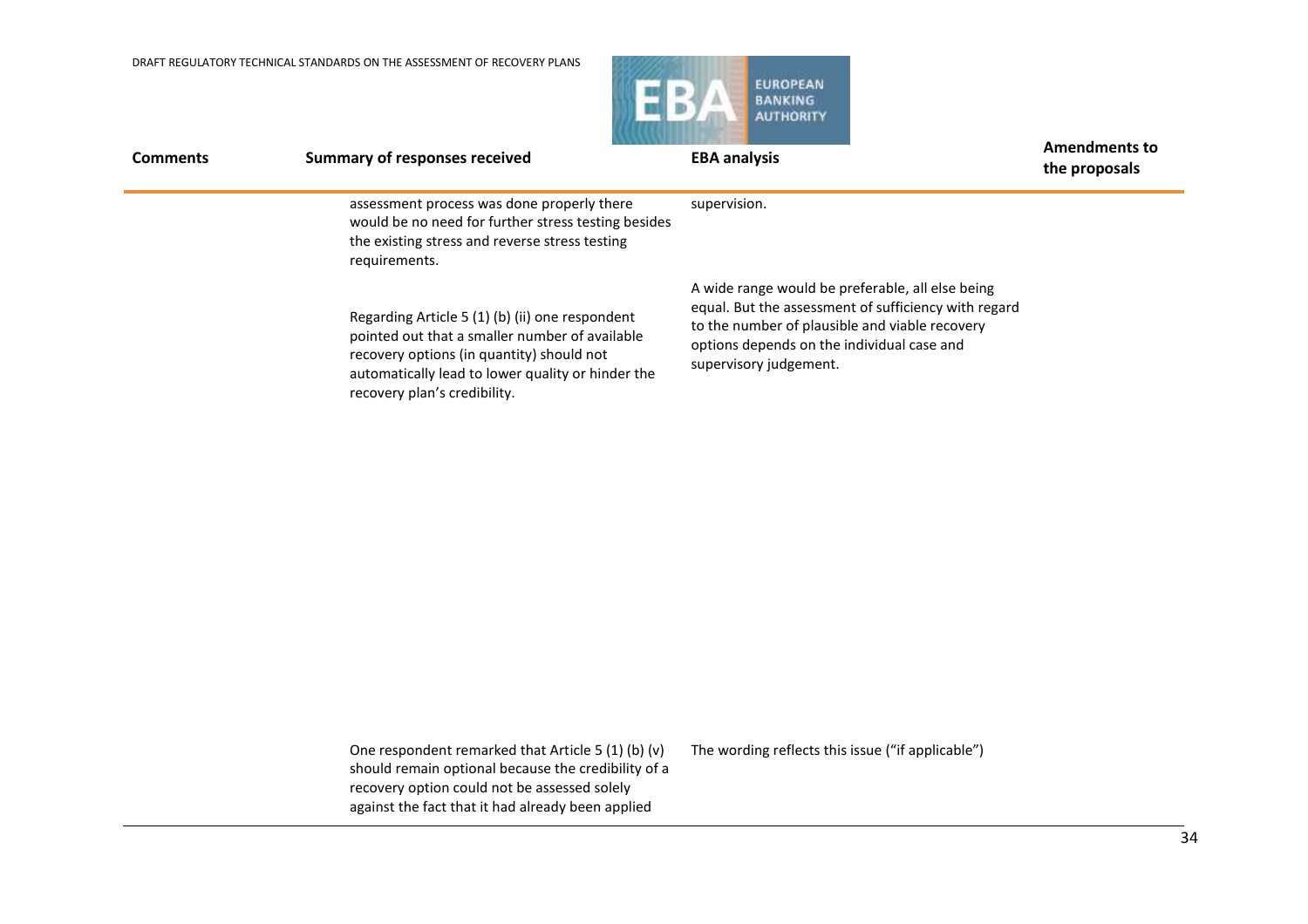| Comments | Summary of responses received | EBA analysis | Amendments to the proposals |
|---|---|---|---|
| | assessment process was done properly there would be no need for further stress testing besides the existing stress and reverse stress testing requirements. | supervision. | |
| | Regarding Article 5 (1) (b) (ii) one respondent pointed out that a smaller number of available recovery options (in quantity) should not automatically lead to lower quality or hinder the recovery plan's credibility. | A wide range would be preferable, all else being equal. But the assessment of sufficiency with regard to the number of plausible and viable recovery options depends on the individual case and supervisory judgement. | |
| | One respondent remarked that Article 5 (1) (b) (v) should remain optional because the credibility of a recovery option could not be assessed solely against the fact that it had already been applied | The wording reflects this issue ("if applicable") | |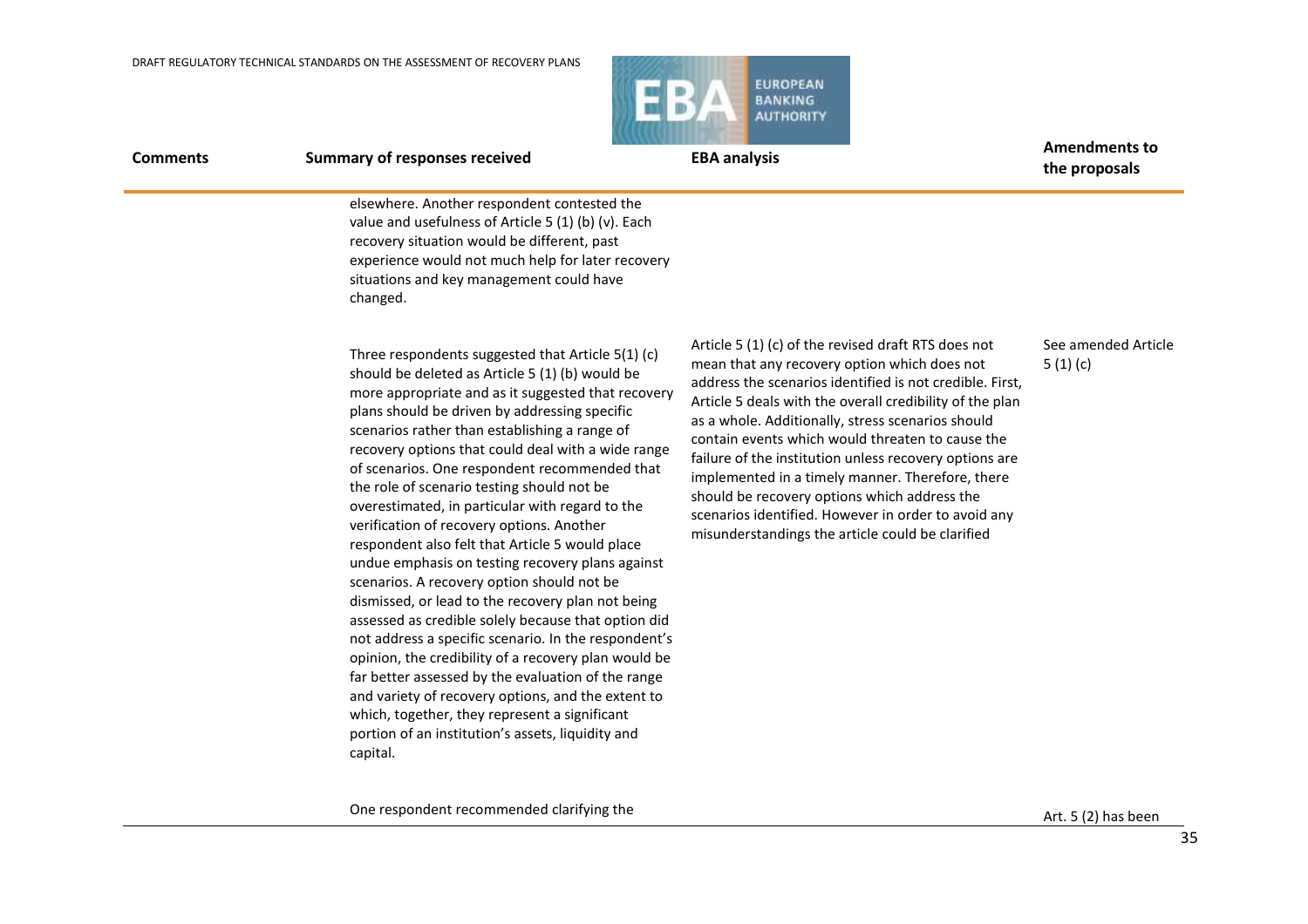| Comments | Summary of responses received | EBA analysis | Amendments to the proposals |
| --- | --- | --- | --- |
| | elsewhere. Another respondent contested the value and usefulness of Article 5 (1) (b) (v). Each recovery situation would be different, past experience would not much help for later recovery situations and key management could have changed. | | |
| | Three respondents suggested that Article 5(1) (c) should be deleted as Article 5 (1) (b) would be more appropriate and as it suggested that recovery plans should be driven by addressing specific scenarios rather than establishing a range of recovery options that could deal with a wide range of scenarios. One respondent recommended that the role of scenario testing should not be overestimated, in particular with regard to the verification of recovery options. Another respondent also felt that Article 5 would place undue emphasis on testing recovery plans against scenarios. A recovery option should not be dismissed, or lead to the recovery plan not being assessed as credible solely because that option did not address a specific scenario. In the respondent's opinion, the credibility of a recovery plan would be far better assessed by the evaluation of the range and variety of recovery options, and the extent to which, together, they represent a significant portion of an institution's assets, liquidity and capital. | Article 5 (1) (c) of the revised draft RTS does not mean that any recovery option which does not address the scenarios identified is not credible. First, Article 5 deals with the overall credibility of the plan as a whole. Additionally, stress scenarios should contain events which would threaten to cause the failure of the institution unless recovery options are implemented in a timely manner. Therefore, there should be recovery options which address the scenarios identified. However in order to avoid any misunderstandings the article could be clarified | See amended Article 5 (1) (c) |
| | One respondent recommended clarifying the | | Art. 5 (2) has been |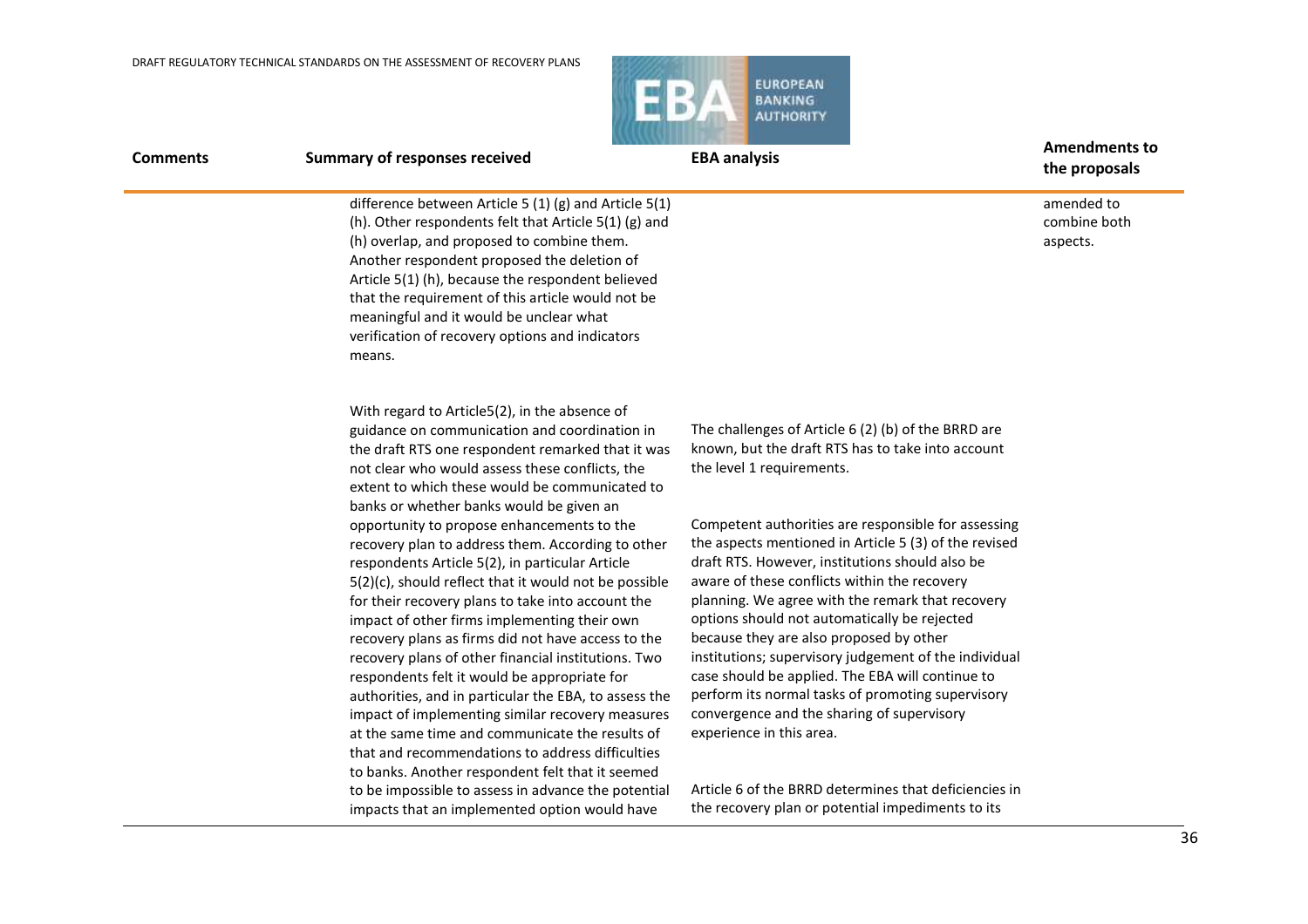| Comments | Summary of responses received | EBA analysis | Amendments to the proposals |
|---|---|---|---|
| | difference between Article 5 (1) (g) and Article 5(1) (h). Other respondents felt that Article 5(1) (g) and (h) overlap, and proposed to combine them. Another respondent proposed the deletion of Article 5(1) (h), because the respondent believed that the requirement of this article would not be meaningful and it would be unclear what verification of recovery options and indicators means. | | amended to combine both aspects. |
| | With regard to Article5(2), in the absence of guidance on communication and coordination in the draft RTS one respondent remarked that it was not clear who would assess these conflicts, the extent to which these would be communicated to banks or whether banks would be given an opportunity to propose enhancements to the recovery plan to address them. According to other respondents Article 5(2), in particular Article 5(2)(c), should reflect that it would not be possible for their recovery plans to take into account the impact of other firms implementing their own recovery plans as firms did not have access to the recovery plans of other financial institutions. Two respondents felt it would be appropriate for authorities, and in particular the EBA, to assess the impact of implementing similar recovery measures at the same time and communicate the results of that and recommendations to address difficulties to banks. Another respondent felt that it seemed to be impossible to assess in advance the potential impacts that an implemented option would have | The challenges of Article 6 (2) (b) of the BRRD are known, but the draft RTS has to take into account the level 1 requirements.<br><br>Competent authorities are responsible for assessing the aspects mentioned in Article 5 (3) of the revised draft RTS. However, institutions should also be aware of these conflicts within the recovery planning. We agree with the remark that recovery options should not automatically be rejected because they are also proposed by other institutions; supervisory judgement of the individual case should be applied. The EBA will continue to perform its normal tasks of promoting supervisory convergence and the sharing of supervisory experience in this area.<br><br>Article 6 of the BRRD determines that deficiencies in the recovery plan or potential impediments to its | |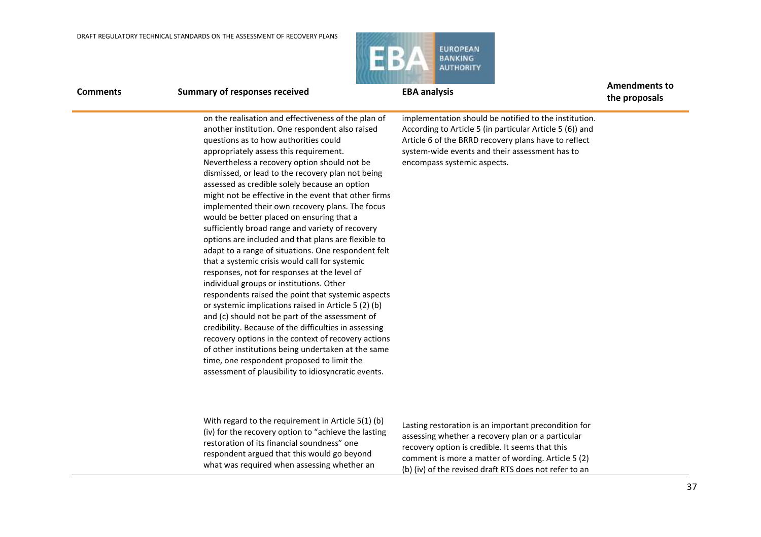| Comments | Summary of responses received | EBA analysis | Amendments to the proposals |
|---|---|---|---|
| | on the realisation and effectiveness of the plan of another institution. One respondent also raised questions as to how authorities could appropriately assess this requirement. Nevertheless a recovery option should not be dismissed, or lead to the recovery plan not being assessed as credible solely because an option might not be effective in the event that other firms implemented their own recovery plans. The focus would be better placed on ensuring that a sufficiently broad range and variety of recovery options are included and that plans are flexible to adapt to a range of situations. One respondent felt that a systemic crisis would call for systemic responses, not for responses at the level of individual groups or institutions. Other respondents raised the point that systemic aspects or systemic implications raised in Article 5 (2) (b) and (c) should not be part of the assessment of credibility. Because of the difficulties in assessing recovery options in the context of recovery actions of other institutions being undertaken at the same time, one respondent proposed to limit the assessment of plausibility to idiosyncratic events. | implementation should be notified to the institution. According to Article 5 (in particular Article 5 (6)) and Article 6 of the BRRD recovery plans have to reflect system-wide events and their assessment has to encompass systemic aspects. | |
| | With regard to the requirement in Article 5(1) (b) (iv) for the recovery option to "achieve the lasting restoration of its financial soundness" one respondent argued that this would go beyond what was required when assessing whether an | Lasting restoration is an important precondition for assessing whether a recovery plan or a particular recovery option is credible. It seems that this comment is more a matter of wording. Article 5 (2) (b) (iv) of the revised draft RTS does not refer to an | |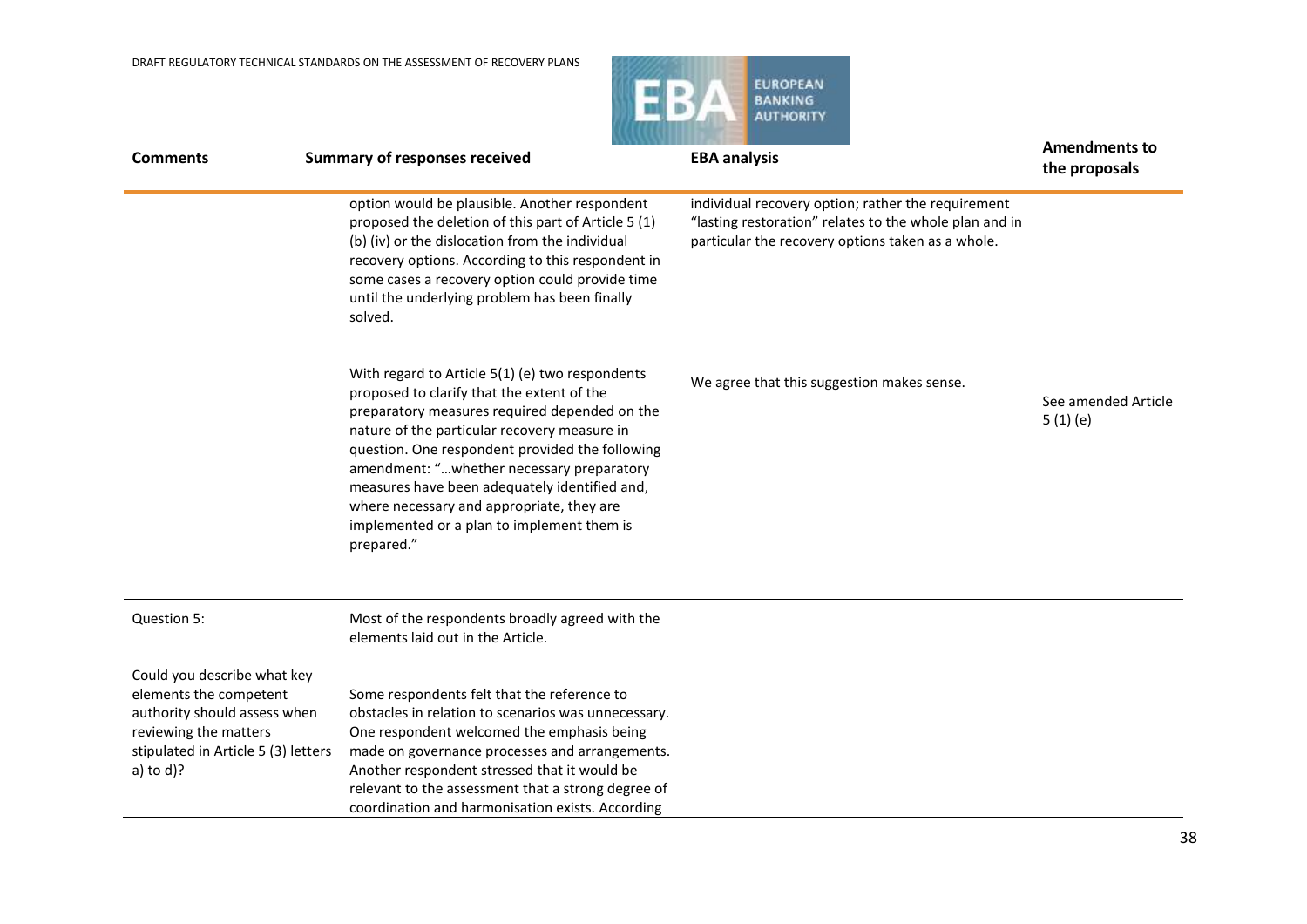| Comments | Summary of responses received | EBA analysis | Amendments to the proposals |
|---|---|---|---|
| | option would be plausible. Another respondent proposed the deletion of this part of Article 5 (1) (b) (iv) or the dislocation from the individual recovery options. According to this respondent in some cases a recovery option could provide time until the underlying problem has been finally solved. | individual recovery option; rather the requirement "lasting restoration" relates to the whole plan and in particular the recovery options taken as a whole. | |
| | With regard to Article 5(1) (e) two respondents proposed to clarify that the extent of the preparatory measures required depended on the nature of the particular recovery measure in question. One respondent provided the following amendment: "…whether necessary preparatory measures have been adequately identified and, where necessary and appropriate, they are implemented or a plan to implement them is prepared." | We agree that this suggestion makes sense. | See amended Article 5 (1) (e) |
| Question 5:<br><br>Could you describe what key elements the competent authority should assess when reviewing the matters stipulated in Article 5 (3) letters a) to d)? | Most of the respondents broadly agreed with the elements laid out in the Article.<br><br>Some respondents felt that the reference to obstacles in relation to scenarios was unnecessary. One respondent welcomed the emphasis being made on governance processes and arrangements. Another respondent stressed that it would be relevant to the assessment that a strong degree of coordination and harmonisation exists. According | | |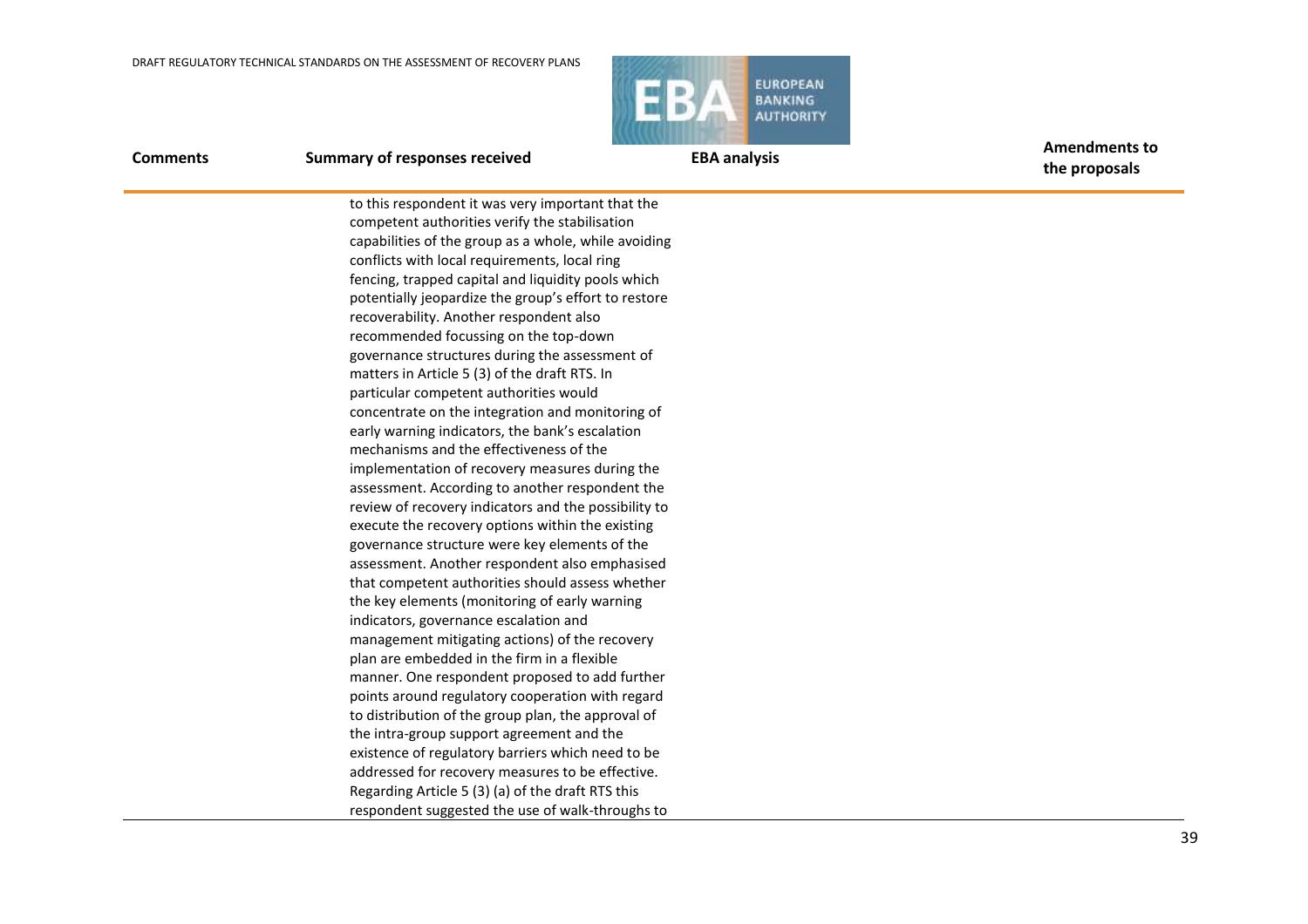| Comments | Summary of responses received | EBA analysis | Amendments to the proposals |
| --- | --- | --- | --- |
| | to this respondent it was very important that the competent authorities verify the stabilisation capabilities of the group as a whole, while avoiding conflicts with local requirements, local ring fencing, trapped capital and liquidity pools which potentially jeopardize the group's effort to restore recoverability. Another respondent also recommended focussing on the top-down governance structures during the assessment of matters in Article 5 (3) of the draft RTS. In particular competent authorities would concentrate on the integration and monitoring of early warning indicators, the bank's escalation mechanisms and the effectiveness of the implementation of recovery measures during the assessment. According to another respondent the review of recovery indicators and the possibility to execute the recovery options within the existing governance structure were key elements of the assessment. Another respondent also emphasised that competent authorities should assess whether the key elements (monitoring of early warning indicators, governance escalation and management mitigating actions) of the recovery plan are embedded in the firm in a flexible manner. One respondent proposed to add further points around regulatory cooperation with regard to distribution of the group plan, the approval of the intra-group support agreement and the existence of regulatory barriers which need to be addressed for recovery measures to be effective. Regarding Article 5 (3) (a) of the draft RTS this respondent suggested the use of walk-throughs to | | |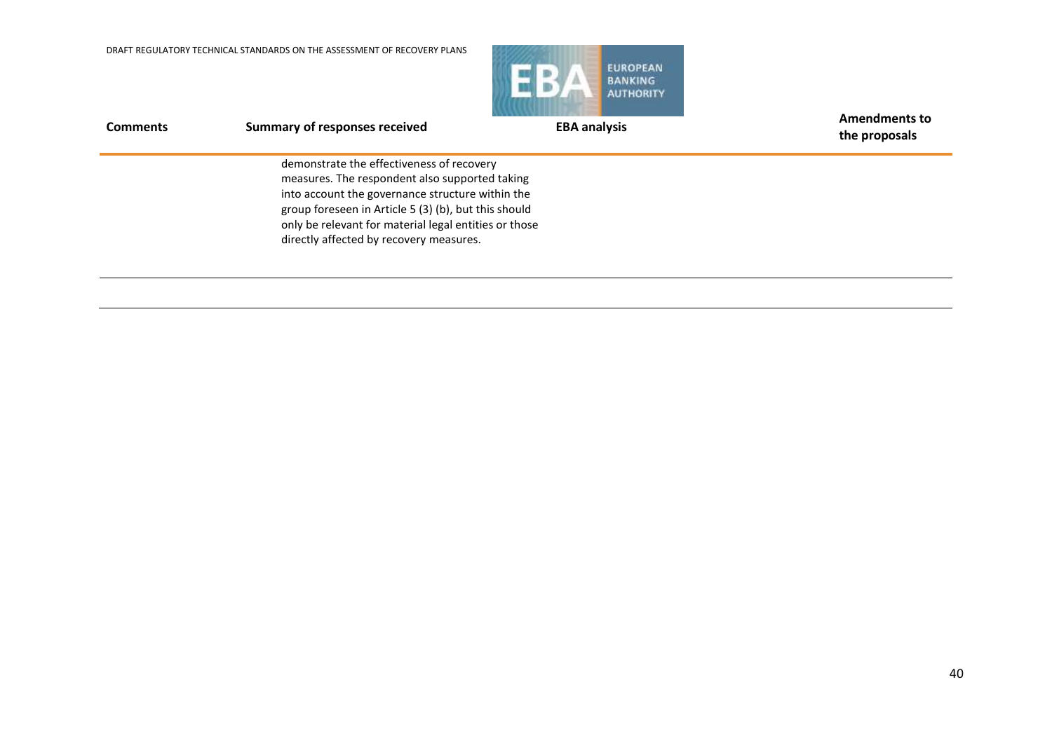| Comments | Summary of responses received | EBA analysis | Amendments to the proposals |
|---|---|---|---|
| | demonstrate the effectiveness of recovery measures. The respondent also supported taking into account the governance structure within the group foreseen in Article 5 (3) (b), but this should only be relevant for material legal entities or those directly affected by recovery measures. | | |